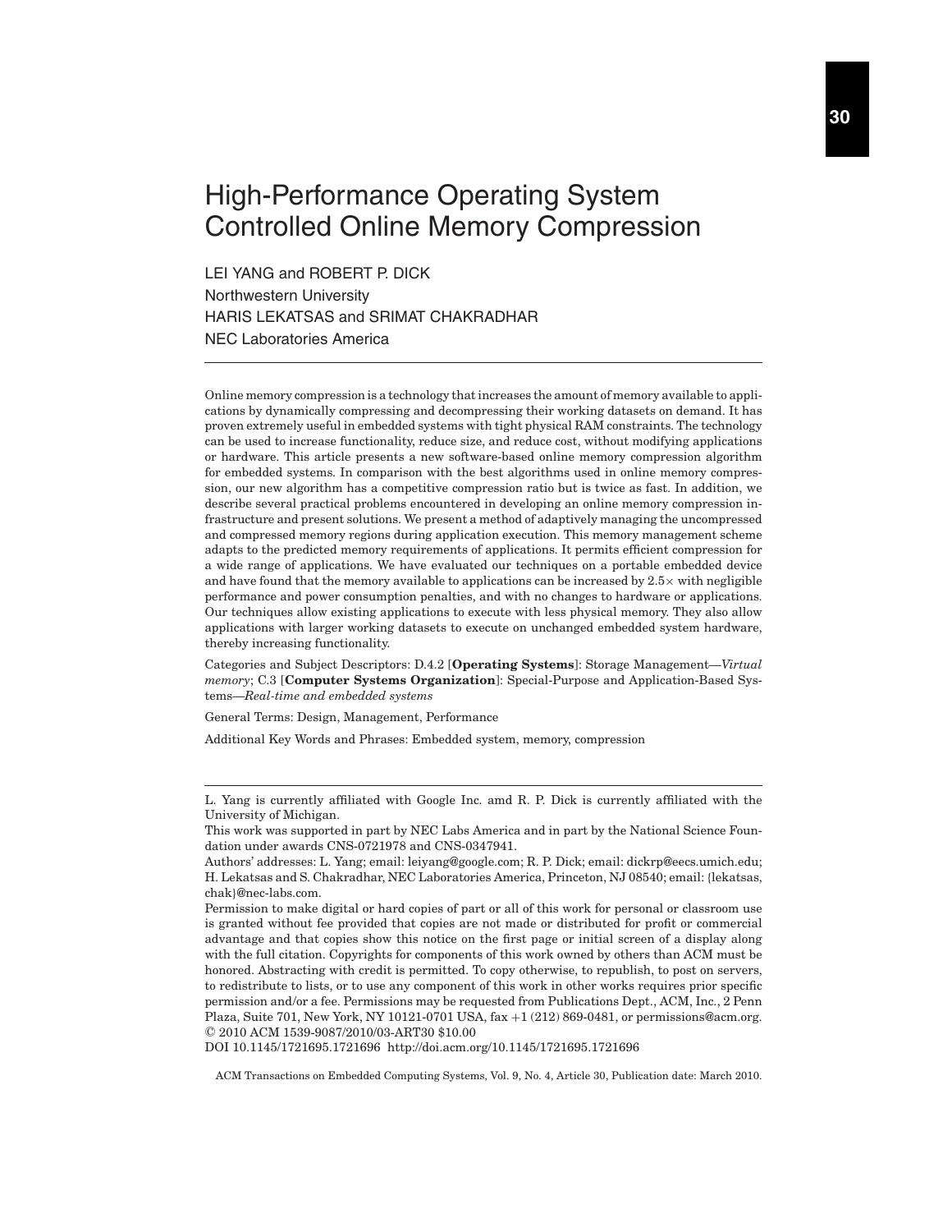# High-Performance Operating System Controlled Online Memory Compression

LEI YANG and ROBERT P. DICK
Northwestern University
HARIS LEKATSAS and SRIMAT CHAKRADHAR
NEC Laboratories America

Online memory compression is a technology that increases the amount of memory available to applications by dynamically compressing and decompressing their working datasets on demand. It has proven extremely useful in embedded systems with tight physical RAM constraints. The technology can be used to increase functionality, reduce size, and reduce cost, without modifying applications or hardware. This article presents a new software-based online memory compression algorithm for embedded systems. In comparison with the best algorithms used in online memory compression, our new algorithm has a competitive compression ratio but is twice as fast. In addition, we describe several practical problems encountered in developing an online memory compression infrastructure and present solutions. We present a method of adaptively managing the uncompressed and compressed memory regions during application execution. This memory management scheme adapts to the predicted memory requirements of applications. It permits efficient compression for a wide range of applications. We have evaluated our techniques on a portable embedded device and have found that the memory available to applications can be increased by $2.5\times$ with negligible performance and power consumption penalties, and with no changes to hardware or applications. Our techniques allow existing applications to execute with less physical memory. They also allow applications with larger working datasets to execute on unchanged embedded system hardware, thereby increasing functionality.

Categories and Subject Descriptors: D.4.2 [**Operating Systems**]: Storage Management—*Virtual memory*; C.3 [**Computer Systems Organization**]: Special-Purpose and Application-Based Systems—*Real-time and embedded systems*

General Terms: Design, Management, Performance

Additional Key Words and Phrases: Embedded system, memory, compression

---

L. Yang is currently affiliated with Google Inc. amd R. P. Dick is currently affiliated with the University of Michigan.

This work was supported in part by NEC Labs America and in part by the National Science Foundation under awards CNS-0721978 and CNS-0347941.

Authors' addresses: L. Yang; email: leiyang@google.com; R. P. Dick; email: dickrp@eecs.umich.edu; H. Lekatsas and S. Chakradhar, NEC Laboratories America, Princeton, NJ 08540; email: {lekatsas, chak}@nec-labs.com.

Permission to make digital or hard copies of part or all of this work for personal or classroom use is granted without fee provided that copies are not made or distributed for profit or commercial advantage and that copies show this notice on the first page or initial screen of a display along with the full citation. Copyrights for components of this work owned by others than ACM must be honored. Abstracting with credit is permitted. To copy otherwise, to republish, to post on servers, to redistribute to lists, or to use any component of this work in other works requires prior specific permission and/or a fee. Permissions may be requested from Publications Dept., ACM, Inc., 2 Penn Plaza, Suite 701, New York, NY 10121-0701 USA, fax +1 (212) 869-0481, or permissions@acm.org.
© 2010 ACM 1539-9087/2010/03-ART30 $10.00
DOI 10.1145/1721695.1721696 http://doi.acm.org/10.1145/1721695.1721696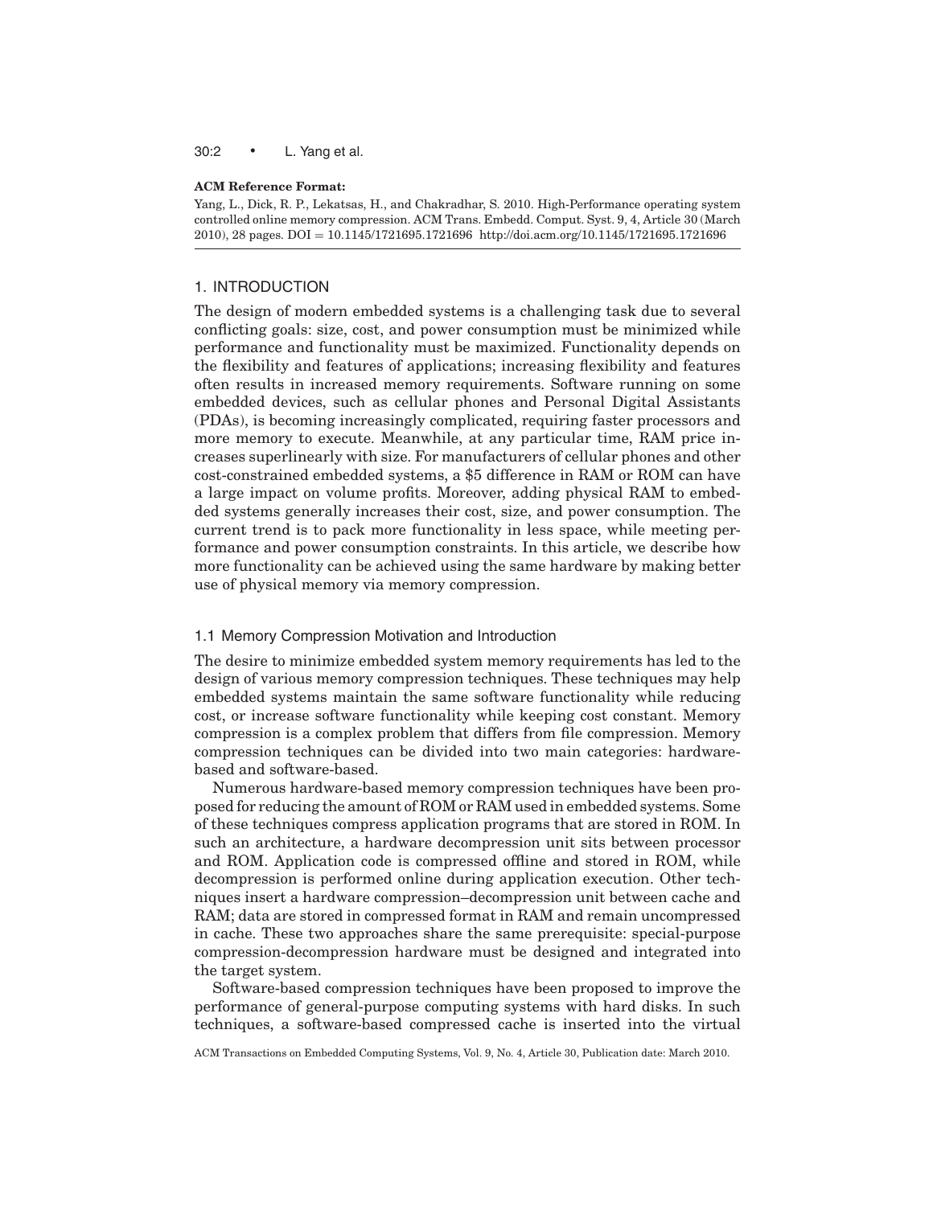**ACM Reference Format:**

Yang, L., Dick, R. P., Lekatsas, H., and Chakradhar, S. 2010. High-Performance operating system controlled online memory compression. ACM Trans. Embedd. Comput. Syst. 9, 4, Article 30 (March 2010), 28 pages. DOI = 10.1145/1721695.1721696 http://doi.acm.org/10.1145/1721695.1721696

## 1. INTRODUCTION

The design of modern embedded systems is a challenging task due to several conflicting goals: size, cost, and power consumption must be minimized while performance and functionality must be maximized. Functionality depends on the flexibility and features of applications; increasing flexibility and features often results in increased memory requirements. Software running on some embedded devices, such as cellular phones and Personal Digital Assistants (PDAs), is becoming increasingly complicated, requiring faster processors and more memory to execute. Meanwhile, at any particular time, RAM price increases superlinearly with size. For manufacturers of cellular phones and other cost-constrained embedded systems, a $5 difference in RAM or ROM can have a large impact on volume profits. Moreover, adding physical RAM to embedded systems generally increases their cost, size, and power consumption. The current trend is to pack more functionality in less space, while meeting performance and power consumption constraints. In this article, we describe how more functionality can be achieved using the same hardware by making better use of physical memory via memory compression.

### 1.1 Memory Compression Motivation and Introduction

The desire to minimize embedded system memory requirements has led to the design of various memory compression techniques. These techniques may help embedded systems maintain the same software functionality while reducing cost, or increase software functionality while keeping cost constant. Memory compression is a complex problem that differs from file compression. Memory compression techniques can be divided into two main categories: hardware-based and software-based.

Numerous hardware-based memory compression techniques have been proposed for reducing the amount of ROM or RAM used in embedded systems. Some of these techniques compress application programs that are stored in ROM. In such an architecture, a hardware decompression unit sits between processor and ROM. Application code is compressed offline and stored in ROM, while decompression is performed online during application execution. Other techniques insert a hardware compression–decompression unit between cache and RAM; data are stored in compressed format in RAM and remain uncompressed in cache. These two approaches share the same prerequisite: special-purpose compression-decompression hardware must be designed and integrated into the target system.

Software-based compression techniques have been proposed to improve the performance of general-purpose computing systems with hard disks. In such techniques, a software-based compressed cache is inserted into the virtual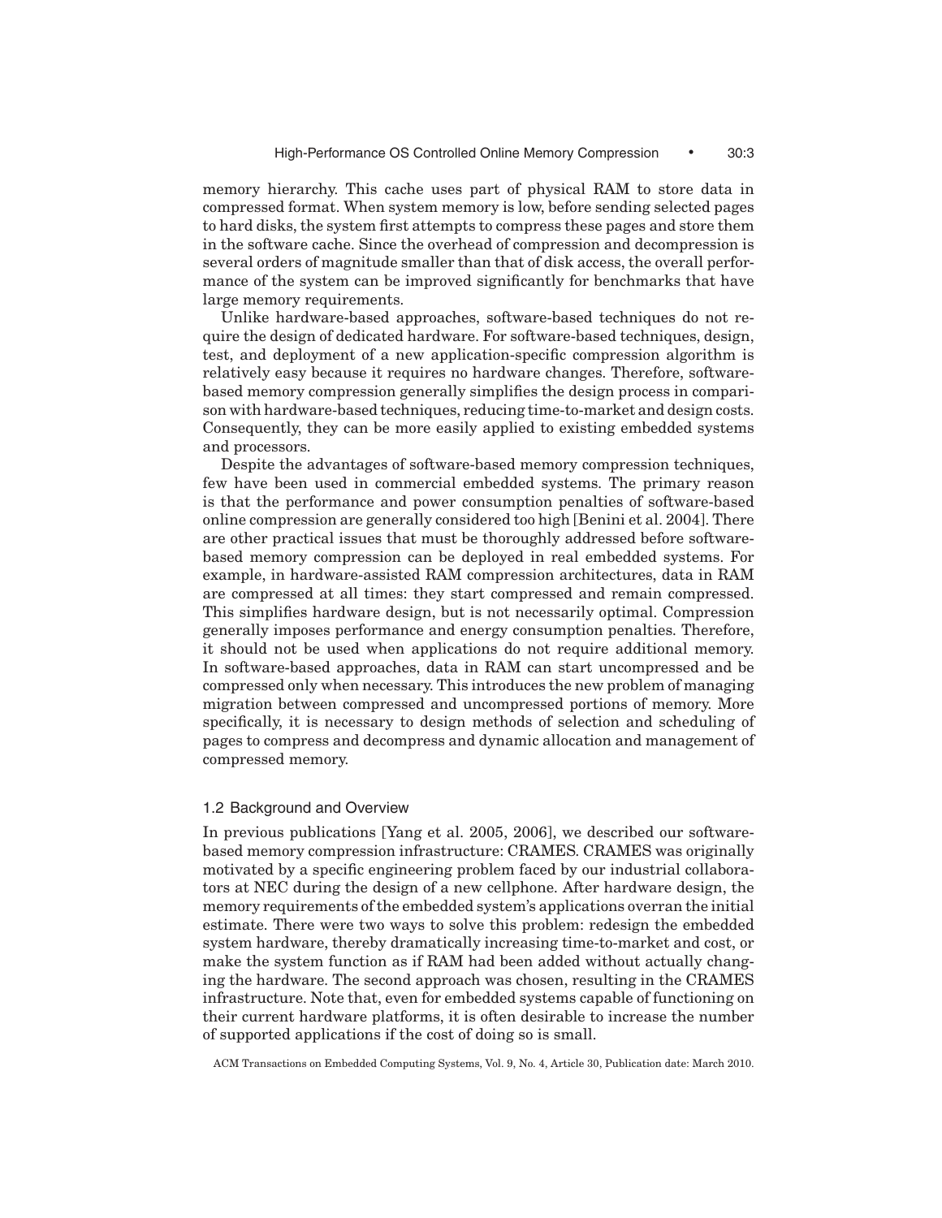memory hierarchy. This cache uses part of physical RAM to store data in compressed format. When system memory is low, before sending selected pages to hard disks, the system first attempts to compress these pages and store them in the software cache. Since the overhead of compression and decompression is several orders of magnitude smaller than that of disk access, the overall performance of the system can be improved significantly for benchmarks that have large memory requirements.

Unlike hardware-based approaches, software-based techniques do not require the design of dedicated hardware. For software-based techniques, design, test, and deployment of a new application-specific compression algorithm is relatively easy because it requires no hardware changes. Therefore, software-based memory compression generally simplifies the design process in comparison with hardware-based techniques, reducing time-to-market and design costs. Consequently, they can be more easily applied to existing embedded systems and processors.

Despite the advantages of software-based memory compression techniques, few have been used in commercial embedded systems. The primary reason is that the performance and power consumption penalties of software-based online compression are generally considered too high [Benini et al. 2004]. There are other practical issues that must be thoroughly addressed before software-based memory compression can be deployed in real embedded systems. For example, in hardware-assisted RAM compression architectures, data in RAM are compressed at all times: they start compressed and remain compressed. This simplifies hardware design, but is not necessarily optimal. Compression generally imposes performance and energy consumption penalties. Therefore, it should not be used when applications do not require additional memory. In software-based approaches, data in RAM can start uncompressed and be compressed only when necessary. This introduces the new problem of managing migration between compressed and uncompressed portions of memory. More specifically, it is necessary to design methods of selection and scheduling of pages to compress and decompress and dynamic allocation and management of compressed memory.

## 1.2 Background and Overview

In previous publications [Yang et al. 2005, 2006], we described our software-based memory compression infrastructure: CRAMES. CRAMES was originally motivated by a specific engineering problem faced by our industrial collaborators at NEC during the design of a new cellphone. After hardware design, the memory requirements of the embedded system's applications overran the initial estimate. There were two ways to solve this problem: redesign the embedded system hardware, thereby dramatically increasing time-to-market and cost, or make the system function as if RAM had been added without actually changing the hardware. The second approach was chosen, resulting in the CRAMES infrastructure. Note that, even for embedded systems capable of functioning on their current hardware platforms, it is often desirable to increase the number of supported applications if the cost of doing so is small.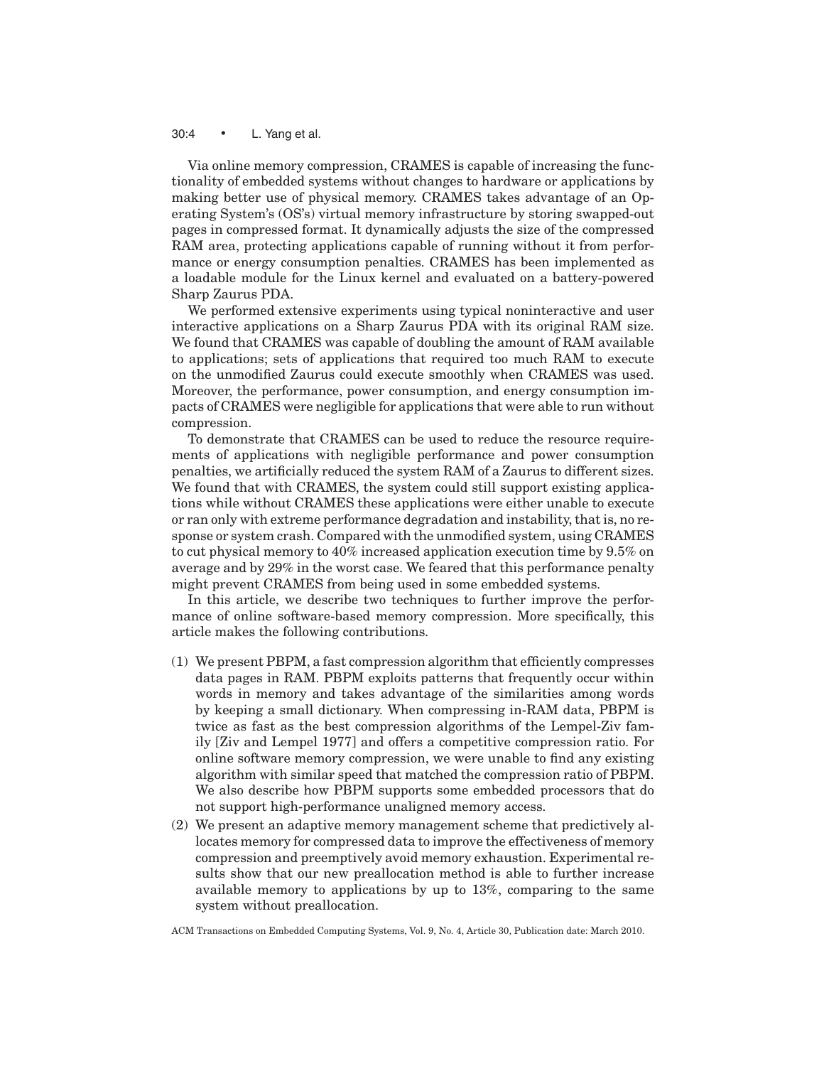Via online memory compression, CRAMES is capable of increasing the functionality of embedded systems without changes to hardware or applications by making better use of physical memory. CRAMES takes advantage of an Operating System's (OS's) virtual memory infrastructure by storing swapped-out pages in compressed format. It dynamically adjusts the size of the compressed RAM area, protecting applications capable of running without it from performance or energy consumption penalties. CRAMES has been implemented as a loadable module for the Linux kernel and evaluated on a battery-powered Sharp Zaurus PDA.

We performed extensive experiments using typical noninteractive and user interactive applications on a Sharp Zaurus PDA with its original RAM size. We found that CRAMES was capable of doubling the amount of RAM available to applications; sets of applications that required too much RAM to execute on the unmodified Zaurus could execute smoothly when CRAMES was used. Moreover, the performance, power consumption, and energy consumption impacts of CRAMES were negligible for applications that were able to run without compression.

To demonstrate that CRAMES can be used to reduce the resource requirements of applications with negligible performance and power consumption penalties, we artificially reduced the system RAM of a Zaurus to different sizes. We found that with CRAMES, the system could still support existing applications while without CRAMES these applications were either unable to execute or ran only with extreme performance degradation and instability, that is, no response or system crash. Compared with the unmodified system, using CRAMES to cut physical memory to 40% increased application execution time by 9.5% on average and by 29% in the worst case. We feared that this performance penalty might prevent CRAMES from being used in some embedded systems.

In this article, we describe two techniques to further improve the performance of online software-based memory compression. More specifically, this article makes the following contributions.

(1) We present PBPM, a fast compression algorithm that efficiently compresses data pages in RAM. PBPM exploits patterns that frequently occur within words in memory and takes advantage of the similarities among words by keeping a small dictionary. When compressing in-RAM data, PBPM is twice as fast as the best compression algorithms of the Lempel-Ziv family [Ziv and Lempel 1977] and offers a competitive compression ratio. For online software memory compression, we were unable to find any existing algorithm with similar speed that matched the compression ratio of PBPM. We also describe how PBPM supports some embedded processors that do not support high-performance unaligned memory access.

(2) We present an adaptive memory management scheme that predictively allocates memory for compressed data to improve the effectiveness of memory compression and preemptively avoid memory exhaustion. Experimental results show that our new preallocation method is able to further increase available memory to applications by up to 13%, comparing to the same system without preallocation.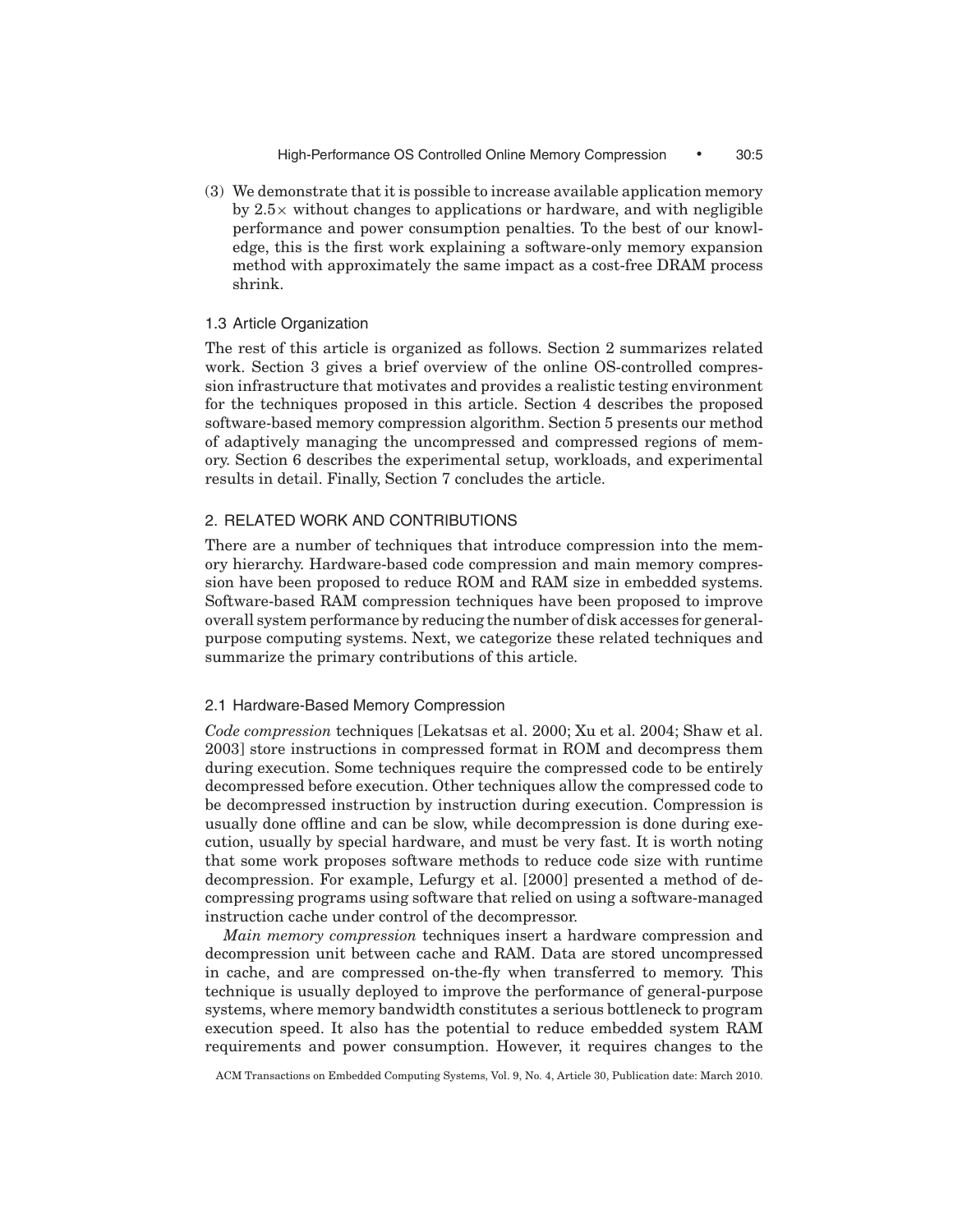(3) We demonstrate that it is possible to increase available application memory by $2.5\times$ without changes to applications or hardware, and with negligible performance and power consumption penalties. To the best of our knowledge, this is the first work explaining a software-only memory expansion method with approximately the same impact as a cost-free DRAM process shrink.

### 1.3 Article Organization

The rest of this article is organized as follows. Section 2 summarizes related work. Section 3 gives a brief overview of the online OS-controlled compression infrastructure that motivates and provides a realistic testing environment for the techniques proposed in this article. Section 4 describes the proposed software-based memory compression algorithm. Section 5 presents our method of adaptively managing the uncompressed and compressed regions of memory. Section 6 describes the experimental setup, workloads, and experimental results in detail. Finally, Section 7 concludes the article.

## 2. RELATED WORK AND CONTRIBUTIONS

There are a number of techniques that introduce compression into the memory hierarchy. Hardware-based code compression and main memory compression have been proposed to reduce ROM and RAM size in embedded systems. Software-based RAM compression techniques have been proposed to improve overall system performance by reducing the number of disk accesses for general-purpose computing systems. Next, we categorize these related techniques and summarize the primary contributions of this article.

### 2.1 Hardware-Based Memory Compression

*Code compression* techniques [Lekatsas et al. 2000; Xu et al. 2004; Shaw et al. 2003] store instructions in compressed format in ROM and decompress them during execution. Some techniques require the compressed code to be entirely decompressed before execution. Other techniques allow the compressed code to be decompressed instruction by instruction during execution. Compression is usually done offline and can be slow, while decompression is done during execution, usually by special hardware, and must be very fast. It is worth noting that some work proposes software methods to reduce code size with runtime decompression. For example, Lefurgy et al. [2000] presented a method of decompressing programs using software that relied on using a software-managed instruction cache under control of the decompressor.

*Main memory compression* techniques insert a hardware compression and decompression unit between cache and RAM. Data are stored uncompressed in cache, and are compressed on-the-fly when transferred to memory. This technique is usually deployed to improve the performance of general-purpose systems, where memory bandwidth constitutes a serious bottleneck to program execution speed. It also has the potential to reduce embedded system RAM requirements and power consumption. However, it requires changes to the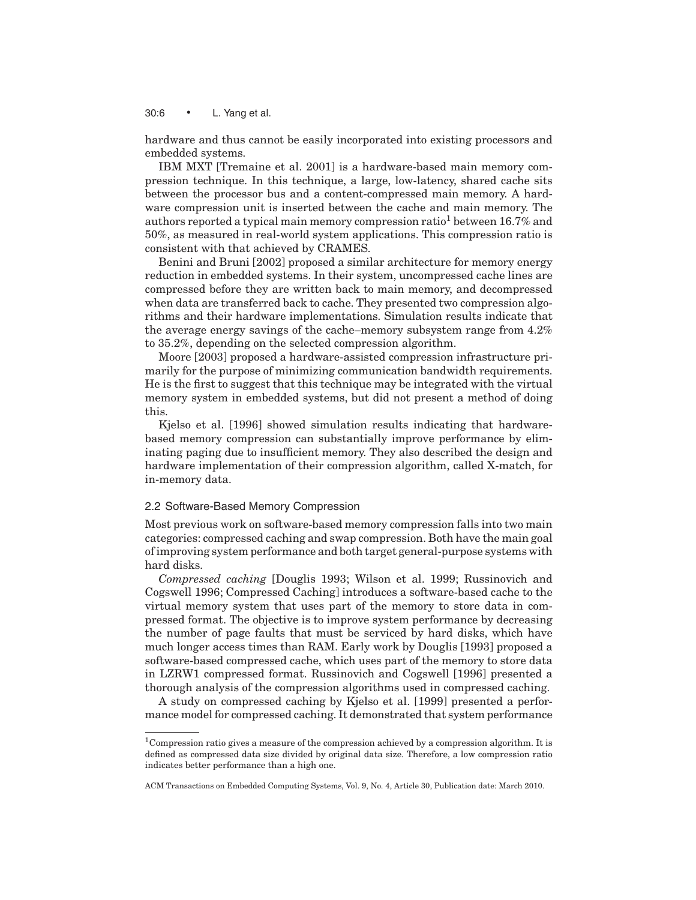hardware and thus cannot be easily incorporated into existing processors and embedded systems.

IBM MXT [Tremaine et al. 2001] is a hardware-based main memory compression technique. In this technique, a large, low-latency, shared cache sits between the processor bus and a content-compressed main memory. A hardware compression unit is inserted between the cache and main memory. The authors reported a typical main memory compression ratio[1] between 16.7% and 50%, as measured in real-world system applications. This compression ratio is consistent with that achieved by CRAMES.

Benini and Bruni [2002] proposed a similar architecture for memory energy reduction in embedded systems. In their system, uncompressed cache lines are compressed before they are written back to main memory, and decompressed when data are transferred back to cache. They presented two compression algorithms and their hardware implementations. Simulation results indicate that the average energy savings of the cache–memory subsystem range from 4.2% to 35.2%, depending on the selected compression algorithm.

Moore [2003] proposed a hardware-assisted compression infrastructure primarily for the purpose of minimizing communication bandwidth requirements. He is the first to suggest that this technique may be integrated with the virtual memory system in embedded systems, but did not present a method of doing this.

Kjelso et al. [1996] showed simulation results indicating that hardware-based memory compression can substantially improve performance by eliminating paging due to insufficient memory. They also described the design and hardware implementation of their compression algorithm, called X-match, for in-memory data.

### 2.2 Software-Based Memory Compression

Most previous work on software-based memory compression falls into two main categories: compressed caching and swap compression. Both have the main goal of improving system performance and both target general-purpose systems with hard disks.

*Compressed caching* [Douglis 1993; Wilson et al. 1999; Russinovich and Cogswell 1996; Compressed Caching] introduces a software-based cache to the virtual memory system that uses part of the memory to store data in compressed format. The objective is to improve system performance by decreasing the number of page faults that must be serviced by hard disks, which have much longer access times than RAM. Early work by Douglis [1993] proposed a software-based compressed cache, which uses part of the memory to store data in LZRW1 compressed format. Russinovich and Cogswell [1996] presented a thorough analysis of the compression algorithms used in compressed caching.

A study on compressed caching by Kjelso et al. [1999] presented a performance model for compressed caching. It demonstrated that system performance

[1] Compression ratio gives a measure of the compression achieved by a compression algorithm. It is defined as compressed data size divided by original data size. Therefore, a low compression ratio indicates better performance than a high one.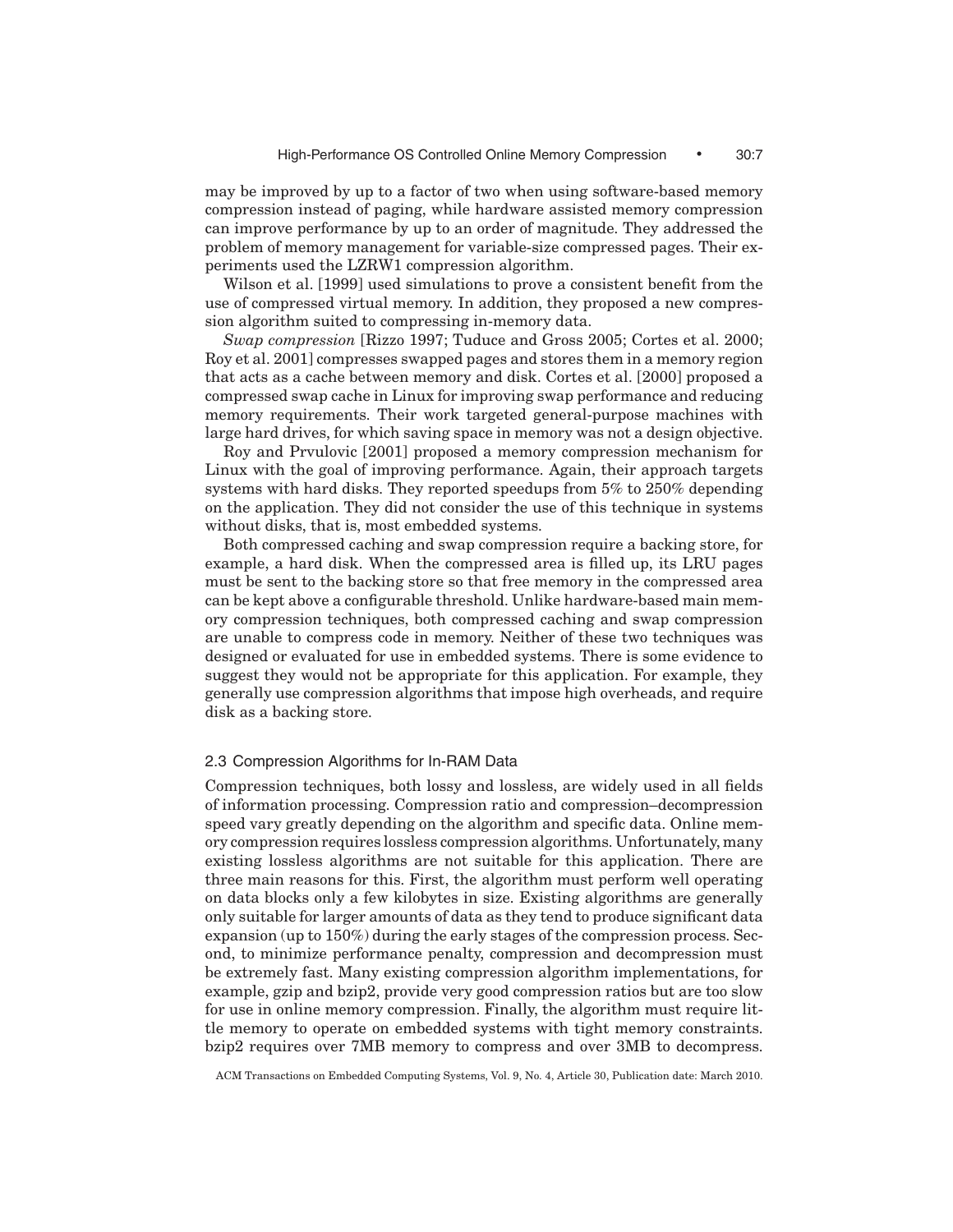may be improved by up to a factor of two when using software-based memory compression instead of paging, while hardware assisted memory compression can improve performance by up to an order of magnitude. They addressed the problem of memory management for variable-size compressed pages. Their experiments used the LZRW1 compression algorithm.

Wilson et al. [1999] used simulations to prove a consistent benefit from the use of compressed virtual memory. In addition, they proposed a new compression algorithm suited to compressing in-memory data.

*Swap compression* [Rizzo 1997; Tuduce and Gross 2005; Cortes et al. 2000; Roy et al. 2001] compresses swapped pages and stores them in a memory region that acts as a cache between memory and disk. Cortes et al. [2000] proposed a compressed swap cache in Linux for improving swap performance and reducing memory requirements. Their work targeted general-purpose machines with large hard drives, for which saving space in memory was not a design objective.

Roy and Prvulovic [2001] proposed a memory compression mechanism for Linux with the goal of improving performance. Again, their approach targets systems with hard disks. They reported speedups from 5% to 250% depending on the application. They did not consider the use of this technique in systems without disks, that is, most embedded systems.

Both compressed caching and swap compression require a backing store, for example, a hard disk. When the compressed area is filled up, its LRU pages must be sent to the backing store so that free memory in the compressed area can be kept above a configurable threshold. Unlike hardware-based main memory compression techniques, both compressed caching and swap compression are unable to compress code in memory. Neither of these two techniques was designed or evaluated for use in embedded systems. There is some evidence to suggest they would not be appropriate for this application. For example, they generally use compression algorithms that impose high overheads, and require disk as a backing store.

### 2.3 Compression Algorithms for In-RAM Data

Compression techniques, both lossy and lossless, are widely used in all fields of information processing. Compression ratio and compression–decompression speed vary greatly depending on the algorithm and specific data. Online memory compression requires lossless compression algorithms. Unfortunately, many existing lossless algorithms are not suitable for this application. There are three main reasons for this. First, the algorithm must perform well operating on data blocks only a few kilobytes in size. Existing algorithms are generally only suitable for larger amounts of data as they tend to produce significant data expansion (up to 150%) during the early stages of the compression process. Second, to minimize performance penalty, compression and decompression must be extremely fast. Many existing compression algorithm implementations, for example, gzip and bzip2, provide very good compression ratios but are too slow for use in online memory compression. Finally, the algorithm must require little memory to operate on embedded systems with tight memory constraints. bzip2 requires over 7MB memory to compress and over 3MB to decompress.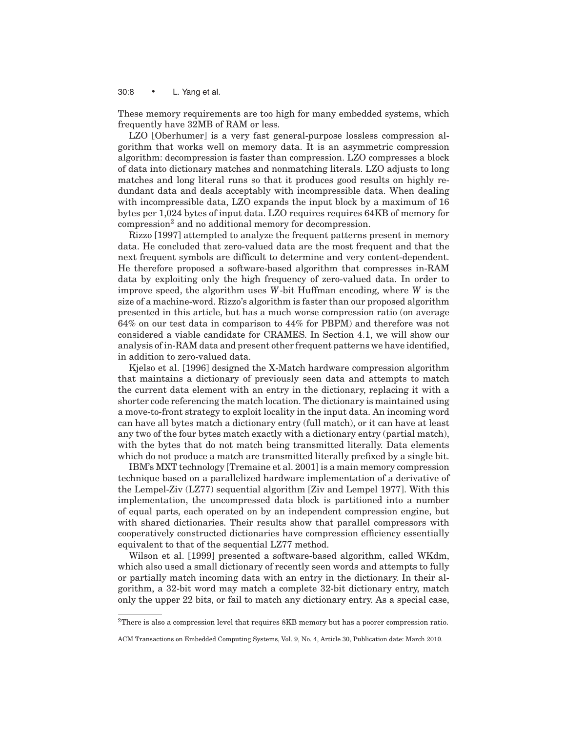These memory requirements are too high for many embedded systems, which frequently have 32MB of RAM or less.

LZO [Oberhumer] is a very fast general-purpose lossless compression algorithm that works well on memory data. It is an asymmetric compression algorithm: decompression is faster than compression. LZO compresses a block of data into dictionary matches and nonmatching literals. LZO adjusts to long matches and long literal runs so that it produces good results on highly redundant data and deals acceptably with incompressible data. When dealing with incompressible data, LZO expands the input block by a maximum of 16 bytes per 1,024 bytes of input data. LZO requires requires 64KB of memory for compression[2] and no additional memory for decompression.

Rizzo [1997] attempted to analyze the frequent patterns present in memory data. He concluded that zero-valued data are the most frequent and that the next frequent symbols are difficult to determine and very content-dependent. He therefore proposed a software-based algorithm that compresses in-RAM data by exploiting only the high frequency of zero-valued data. In order to improve speed, the algorithm uses $W$-bit Huffman encoding, where $W$ is the size of a machine-word. Rizzo's algorithm is faster than our proposed algorithm presented in this article, but has a much worse compression ratio (on average 64% on our test data in comparison to 44% for PBPM) and therefore was not considered a viable candidate for CRAMES. In Section 4.1, we will show our analysis of in-RAM data and present other frequent patterns we have identified, in addition to zero-valued data.

Kjelso et al. [1996] designed the X-Match hardware compression algorithm that maintains a dictionary of previously seen data and attempts to match the current data element with an entry in the dictionary, replacing it with a shorter code referencing the match location. The dictionary is maintained using a move-to-front strategy to exploit locality in the input data. An incoming word can have all bytes match a dictionary entry (full match), or it can have at least any two of the four bytes match exactly with a dictionary entry (partial match), with the bytes that do not match being transmitted literally. Data elements which do not produce a match are transmitted literally prefixed by a single bit.

IBM's MXT technology [Tremaine et al. 2001] is a main memory compression technique based on a parallelized hardware implementation of a derivative of the Lempel-Ziv (LZ77) sequential algorithm [Ziv and Lempel 1977]. With this implementation, the uncompressed data block is partitioned into a number of equal parts, each operated on by an independent compression engine, but with shared dictionaries. Their results show that parallel compressors with cooperatively constructed dictionaries have compression efficiency essentially equivalent to that of the sequential LZ77 method.

Wilson et al. [1999] presented a software-based algorithm, called WKdm, which also used a small dictionary of recently seen words and attempts to fully or partially match incoming data with an entry in the dictionary. In their algorithm, a 32-bit word may match a complete 32-bit dictionary entry, match only the upper 22 bits, or fail to match any dictionary entry. As a special case,

[2] There is also a compression level that requires 8KB memory but has a poorer compression ratio.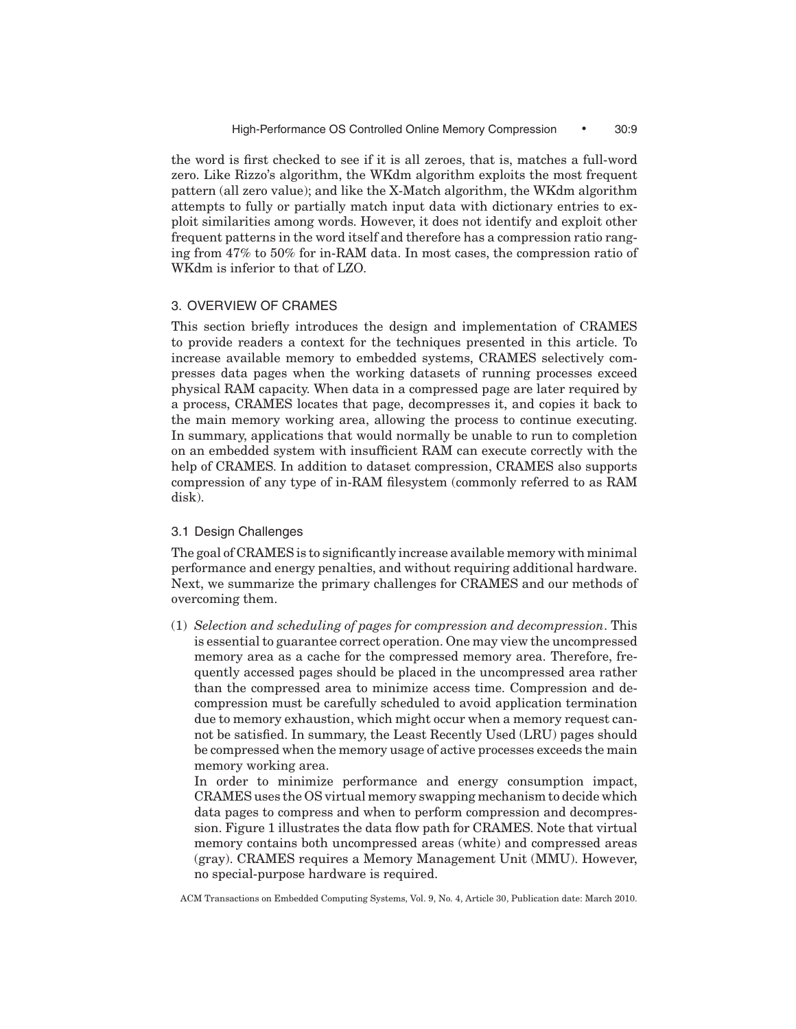the word is first checked to see if it is all zeroes, that is, matches a full-word zero. Like Rizzo's algorithm, the WKdm algorithm exploits the most frequent pattern (all zero value); and like the X-Match algorithm, the WKdm algorithm attempts to fully or partially match input data with dictionary entries to exploit similarities among words. However, it does not identify and exploit other frequent patterns in the word itself and therefore has a compression ratio ranging from 47% to 50% for in-RAM data. In most cases, the compression ratio of WKdm is inferior to that of LZO.

## 3. OVERVIEW OF CRAMES

This section briefly introduces the design and implementation of CRAMES to provide readers a context for the techniques presented in this article. To increase available memory to embedded systems, CRAMES selectively compresses data pages when the working datasets of running processes exceed physical RAM capacity. When data in a compressed page are later required by a process, CRAMES locates that page, decompresses it, and copies it back to the main memory working area, allowing the process to continue executing. In summary, applications that would normally be unable to run to completion on an embedded system with insufficient RAM can execute correctly with the help of CRAMES. In addition to dataset compression, CRAMES also supports compression of any type of in-RAM filesystem (commonly referred to as RAM disk).

### 3.1 Design Challenges

The goal of CRAMES is to significantly increase available memory with minimal performance and energy penalties, and without requiring additional hardware. Next, we summarize the primary challenges for CRAMES and our methods of overcoming them.

(1) *Selection and scheduling of pages for compression and decompression*. This is essential to guarantee correct operation. One may view the uncompressed memory area as a cache for the compressed memory area. Therefore, frequently accessed pages should be placed in the uncompressed area rather than the compressed area to minimize access time. Compression and decompression must be carefully scheduled to avoid application termination due to memory exhaustion, which might occur when a memory request cannot be satisfied. In summary, the Least Recently Used (LRU) pages should be compressed when the memory usage of active processes exceeds the main memory working area.

In order to minimize performance and energy consumption impact, CRAMES uses the OS virtual memory swapping mechanism to decide which data pages to compress and when to perform compression and decompression. Figure 1 illustrates the data flow path for CRAMES. Note that virtual memory contains both uncompressed areas (white) and compressed areas (gray). CRAMES requires a Memory Management Unit (MMU). However, no special-purpose hardware is required.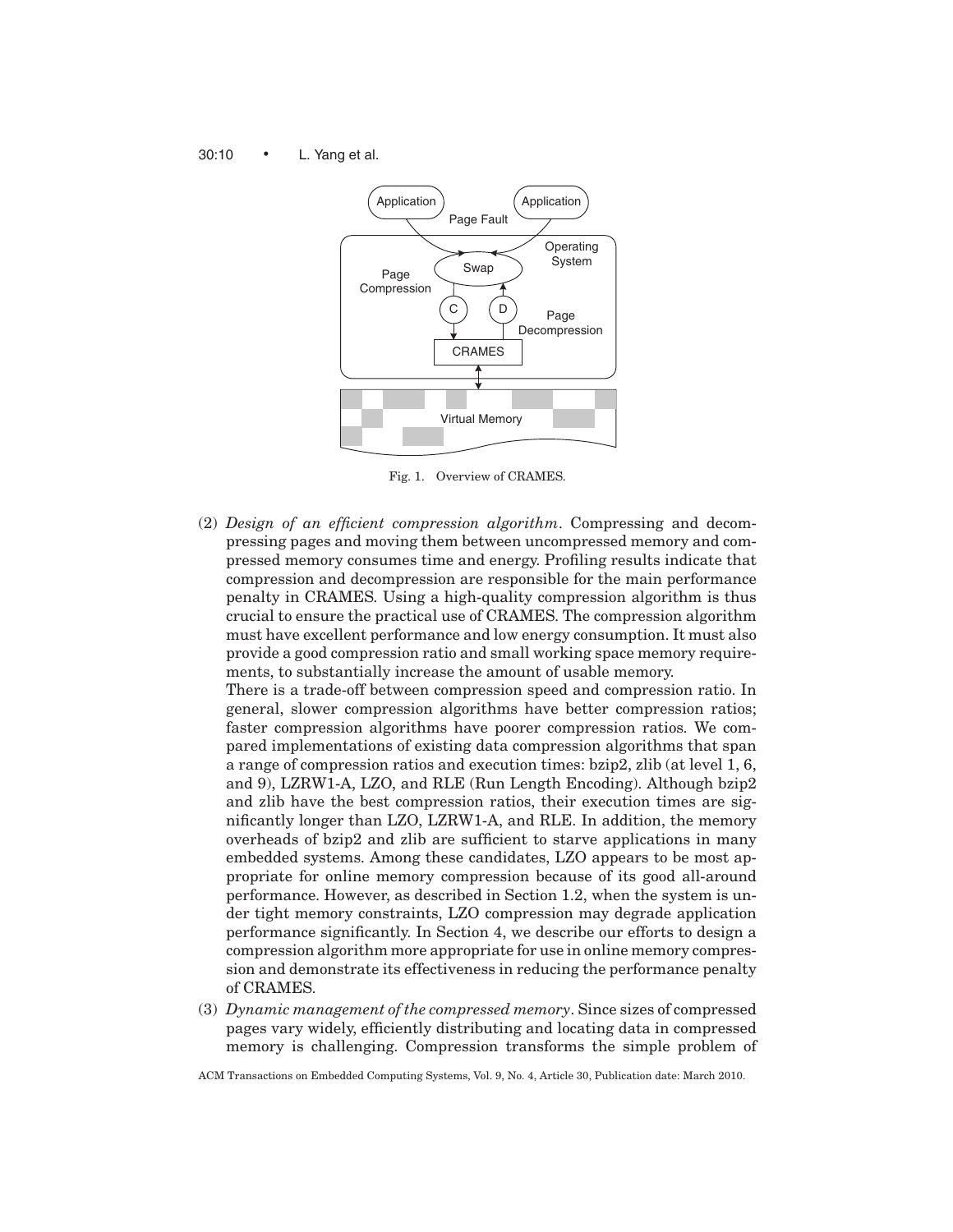Fig. 1. Overview of CRAMES.

(2) *Design of an efficient compression algorithm*. Compressing and decompressing pages and moving them between uncompressed memory and compressed memory consumes time and energy. Profiling results indicate that compression and decompression are responsible for the main performance penalty in CRAMES. Using a high-quality compression algorithm is thus crucial to ensure the practical use of CRAMES. The compression algorithm must have excellent performance and low energy consumption. It must also provide a good compression ratio and small working space memory requirements, to substantially increase the amount of usable memory.

There is a trade-off between compression speed and compression ratio. In general, slower compression algorithms have better compression ratios; faster compression algorithms have poorer compression ratios. We compared implementations of existing data compression algorithms that span a range of compression ratios and execution times: bzip2, zlib (at level 1, 6, and 9), LZRW1-A, LZO, and RLE (Run Length Encoding). Although bzip2 and zlib have the best compression ratios, their execution times are significantly longer than LZO, LZRW1-A, and RLE. In addition, the memory overheads of bzip2 and zlib are sufficient to starve applications in many embedded systems. Among these candidates, LZO appears to be most appropriate for online memory compression because of its good all-around performance. However, as described in Section 1.2, when the system is under tight memory constraints, LZO compression may degrade application performance significantly. In Section 4, we describe our efforts to design a compression algorithm more appropriate for use in online memory compression and demonstrate its effectiveness in reducing the performance penalty of CRAMES.

(3) *Dynamic management of the compressed memory*. Since sizes of compressed pages vary widely, efficiently distributing and locating data in compressed memory is challenging. Compression transforms the simple problem of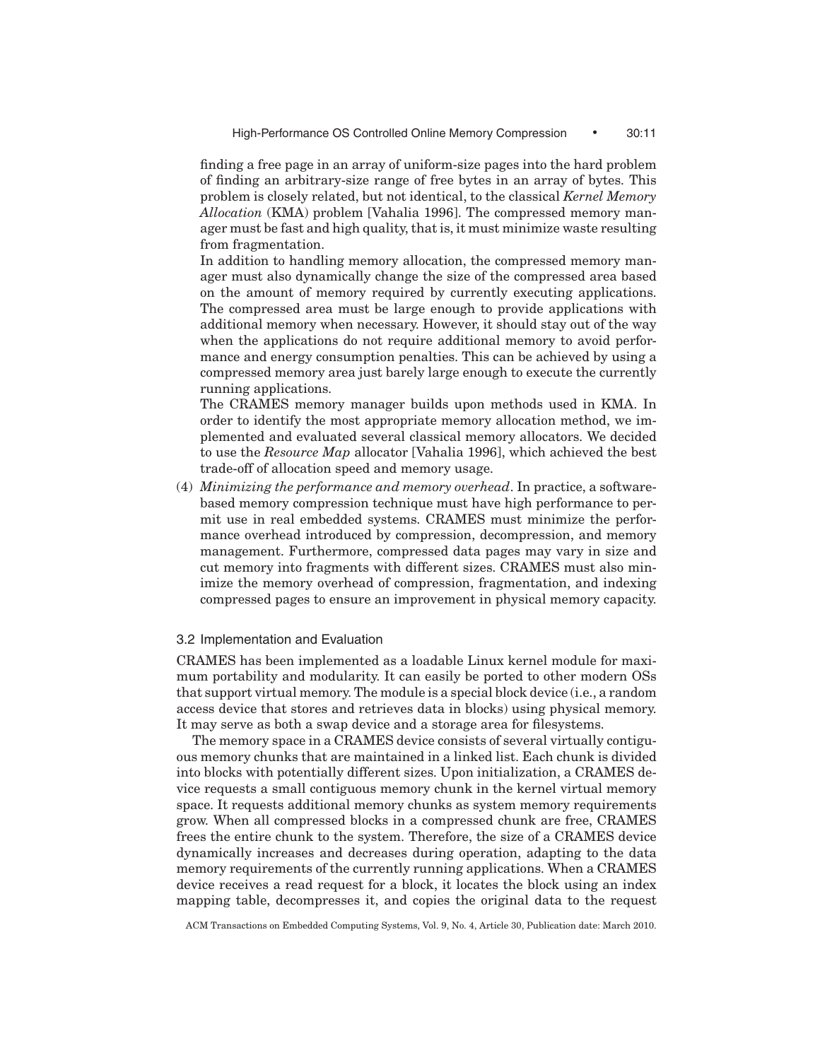finding a free page in an array of uniform-size pages into the hard problem of finding an arbitrary-size range of free bytes in an array of bytes. This problem is closely related, but not identical, to the classical *Kernel Memory Allocation* (KMA) problem [Vahalia 1996]. The compressed memory manager must be fast and high quality, that is, it must minimize waste resulting from fragmentation.

In addition to handling memory allocation, the compressed memory manager must also dynamically change the size of the compressed area based on the amount of memory required by currently executing applications. The compressed area must be large enough to provide applications with additional memory when necessary. However, it should stay out of the way when the applications do not require additional memory to avoid performance and energy consumption penalties. This can be achieved by using a compressed memory area just barely large enough to execute the currently running applications.

The CRAMES memory manager builds upon methods used in KMA. In order to identify the most appropriate memory allocation method, we implemented and evaluated several classical memory allocators. We decided to use the *Resource Map* allocator [Vahalia 1996], which achieved the best trade-off of allocation speed and memory usage.

(4) *Minimizing the performance and memory overhead*. In practice, a software-based memory compression technique must have high performance to permit use in real embedded systems. CRAMES must minimize the performance overhead introduced by compression, decompression, and memory management. Furthermore, compressed data pages may vary in size and cut memory into fragments with different sizes. CRAMES must also minimize the memory overhead of compression, fragmentation, and indexing compressed pages to ensure an improvement in physical memory capacity.

### 3.2 Implementation and Evaluation

CRAMES has been implemented as a loadable Linux kernel module for maximum portability and modularity. It can easily be ported to other modern OSs that support virtual memory. The module is a special block device (i.e., a random access device that stores and retrieves data in blocks) using physical memory. It may serve as both a swap device and a storage area for filesystems.

The memory space in a CRAMES device consists of several virtually contiguous memory chunks that are maintained in a linked list. Each chunk is divided into blocks with potentially different sizes. Upon initialization, a CRAMES device requests a small contiguous memory chunk in the kernel virtual memory space. It requests additional memory chunks as system memory requirements grow. When all compressed blocks in a compressed chunk are free, CRAMES frees the entire chunk to the system. Therefore, the size of a CRAMES device dynamically increases and decreases during operation, adapting to the data memory requirements of the currently running applications. When a CRAMES device receives a read request for a block, it locates the block using an index mapping table, decompresses it, and copies the original data to the request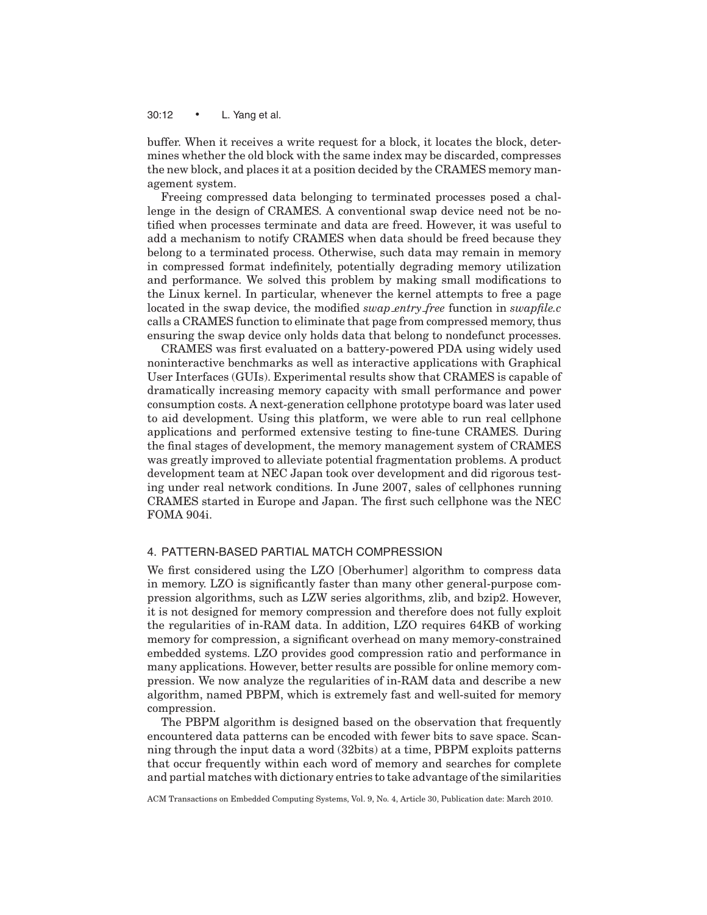buffer. When it receives a write request for a block, it locates the block, determines whether the old block with the same index may be discarded, compresses the new block, and places it at a position decided by the CRAMES memory management system.

Freeing compressed data belonging to terminated processes posed a challenge in the design of CRAMES. A conventional swap device need not be notified when processes terminate and data are freed. However, it was useful to add a mechanism to notify CRAMES when data should be freed because they belong to a terminated process. Otherwise, such data may remain in memory in compressed format indefinitely, potentially degrading memory utilization and performance. We solved this problem by making small modifications to the Linux kernel. In particular, whenever the kernel attempts to free a page located in the swap device, the modified *swap_entry_free* function in *swapfile.c* calls a CRAMES function to eliminate that page from compressed memory, thus ensuring the swap device only holds data that belong to nondefunct processes.

CRAMES was first evaluated on a battery-powered PDA using widely used noninteractive benchmarks as well as interactive applications with Graphical User Interfaces (GUIs). Experimental results show that CRAMES is capable of dramatically increasing memory capacity with small performance and power consumption costs. A next-generation cellphone prototype board was later used to aid development. Using this platform, we were able to run real cellphone applications and performed extensive testing to fine-tune CRAMES. During the final stages of development, the memory management system of CRAMES was greatly improved to alleviate potential fragmentation problems. A product development team at NEC Japan took over development and did rigorous testing under real network conditions. In June 2007, sales of cellphones running CRAMES started in Europe and Japan. The first such cellphone was the NEC FOMA 904i.

## 4. PATTERN-BASED PARTIAL MATCH COMPRESSION

We first considered using the LZO [Oberhumer] algorithm to compress data in memory. LZO is significantly faster than many other general-purpose compression algorithms, such as LZW series algorithms, zlib, and bzip2. However, it is not designed for memory compression and therefore does not fully exploit the regularities of in-RAM data. In addition, LZO requires 64KB of working memory for compression, a significant overhead on many memory-constrained embedded systems. LZO provides good compression ratio and performance in many applications. However, better results are possible for online memory compression. We now analyze the regularities of in-RAM data and describe a new algorithm, named PBPM, which is extremely fast and well-suited for memory compression.

The PBPM algorithm is designed based on the observation that frequently encountered data patterns can be encoded with fewer bits to save space. Scanning through the input data a word (32bits) at a time, PBPM exploits patterns that occur frequently within each word of memory and searches for complete and partial matches with dictionary entries to take advantage of the similarities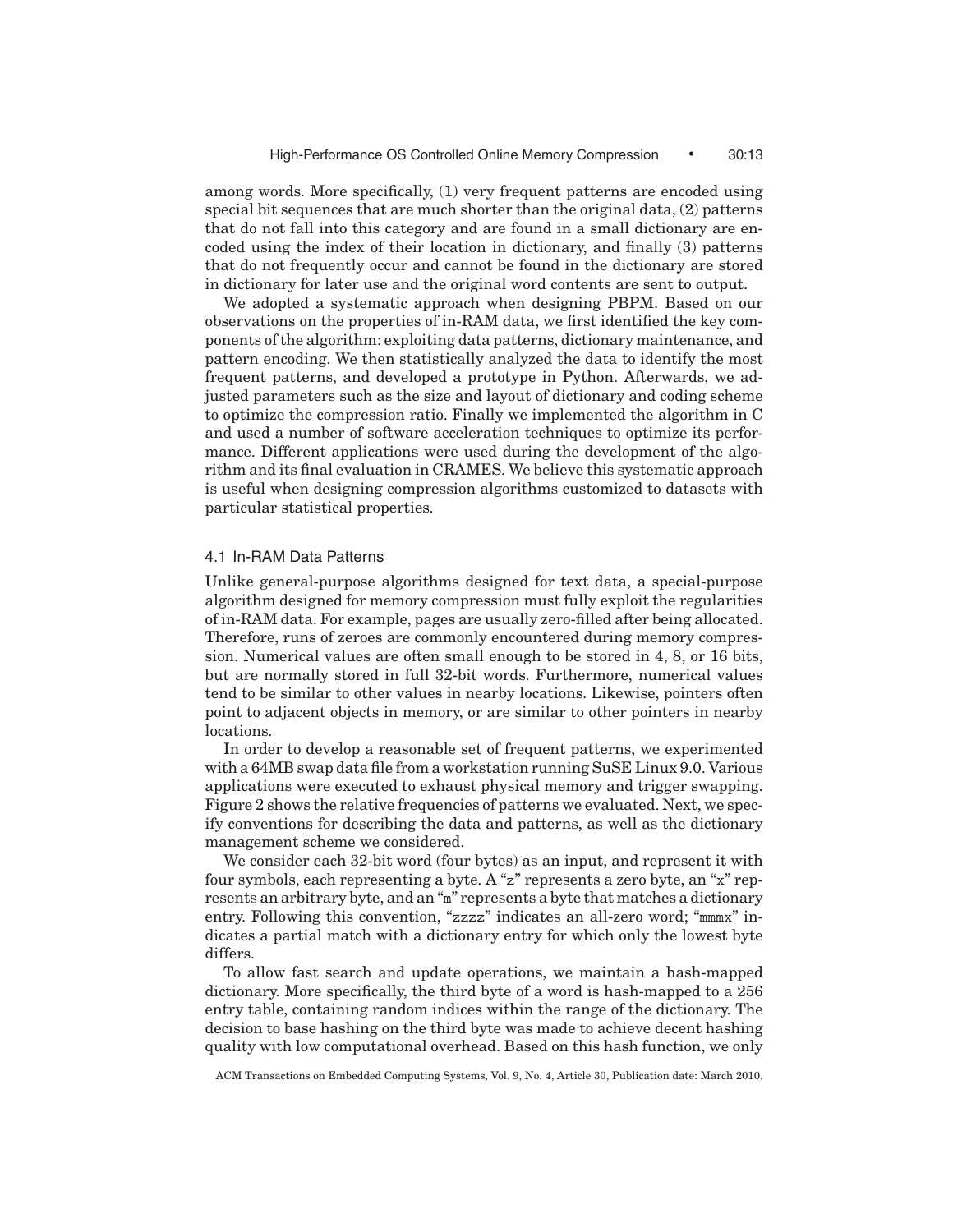among words. More specifically, (1) very frequent patterns are encoded using special bit sequences that are much shorter than the original data, (2) patterns that do not fall into this category and are found in a small dictionary are encoded using the index of their location in dictionary, and finally (3) patterns that do not frequently occur and cannot be found in the dictionary are stored in dictionary for later use and the original word contents are sent to output.

We adopted a systematic approach when designing PBPM. Based on our observations on the properties of in-RAM data, we first identified the key components of the algorithm: exploiting data patterns, dictionary maintenance, and pattern encoding. We then statistically analyzed the data to identify the most frequent patterns, and developed a prototype in Python. Afterwards, we adjusted parameters such as the size and layout of dictionary and coding scheme to optimize the compression ratio. Finally we implemented the algorithm in C and used a number of software acceleration techniques to optimize its performance. Different applications were used during the development of the algorithm and its final evaluation in CRAMES. We believe this systematic approach is useful when designing compression algorithms customized to datasets with particular statistical properties.

### 4.1 In-RAM Data Patterns

Unlike general-purpose algorithms designed for text data, a special-purpose algorithm designed for memory compression must fully exploit the regularities of in-RAM data. For example, pages are usually zero-filled after being allocated. Therefore, runs of zeroes are commonly encountered during memory compression. Numerical values are often small enough to be stored in 4, 8, or 16 bits, but are normally stored in full 32-bit words. Furthermore, numerical values tend to be similar to other values in nearby locations. Likewise, pointers often point to adjacent objects in memory, or are similar to other pointers in nearby locations.

In order to develop a reasonable set of frequent patterns, we experimented with a 64MB swap data file from a workstation running SuSE Linux 9.0. Various applications were executed to exhaust physical memory and trigger swapping. Figure 2 shows the relative frequencies of patterns we evaluated. Next, we specify conventions for describing the data and patterns, as well as the dictionary management scheme we considered.

We consider each 32-bit word (four bytes) as an input, and represent it with four symbols, each representing a byte. A "z" represents a zero byte, an "x" represents an arbitrary byte, and an "m" represents a byte that matches a dictionary entry. Following this convention, "zzzz" indicates an all-zero word; "mmmx" indicates a partial match with a dictionary entry for which only the lowest byte differs.

To allow fast search and update operations, we maintain a hash-mapped dictionary. More specifically, the third byte of a word is hash-mapped to a 256 entry table, containing random indices within the range of the dictionary. The decision to base hashing on the third byte was made to achieve decent hashing quality with low computational overhead. Based on this hash function, we only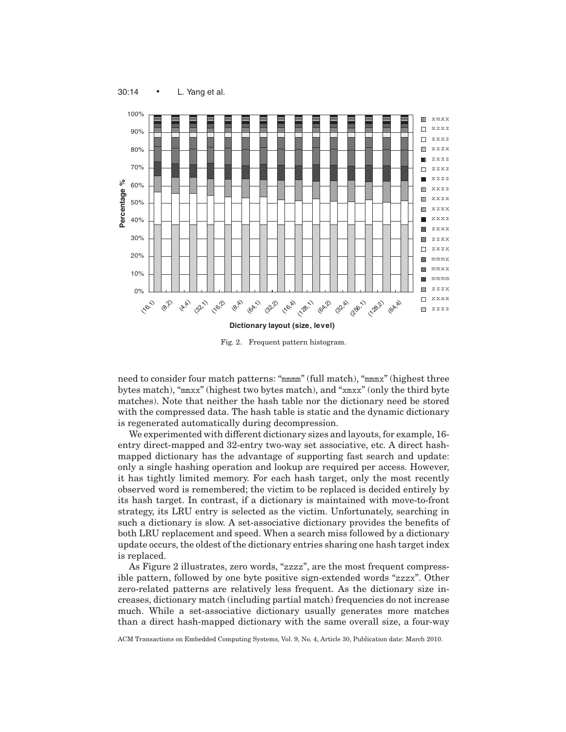Fig. 2. Frequent pattern histogram.

need to consider four match patterns: "mmmm" (full match), "mmmx" (highest three bytes match), "mmxx" (highest two bytes match), and "xmxx" (only the third byte matches). Note that neither the hash table nor the dictionary need be stored with the compressed data. The hash table is static and the dynamic dictionary is regenerated automatically during decompression.

We experimented with different dictionary sizes and layouts, for example, 16-entry direct-mapped and 32-entry two-way set associative, etc. A direct hash-mapped dictionary has the advantage of supporting fast search and update: only a single hashing operation and lookup are required per access. However, it has tightly limited memory. For each hash target, only the most recently observed word is remembered; the victim to be replaced is decided entirely by its hash target. In contrast, if a dictionary is maintained with move-to-front strategy, its LRU entry is selected as the victim. Unfortunately, searching in such a dictionary is slow. A set-associative dictionary provides the benefits of both LRU replacement and speed. When a search miss followed by a dictionary update occurs, the oldest of the dictionary entries sharing one hash target index is replaced.

As Figure 2 illustrates, zero words, "zzzz", are the most frequent compressible pattern, followed by one byte positive sign-extended words "zzzx". Other zero-related patterns are relatively less frequent. As the dictionary size increases, dictionary match (including partial match) frequencies do not increase much. While a set-associative dictionary usually generates more matches than a direct hash-mapped dictionary with the same overall size, a four-way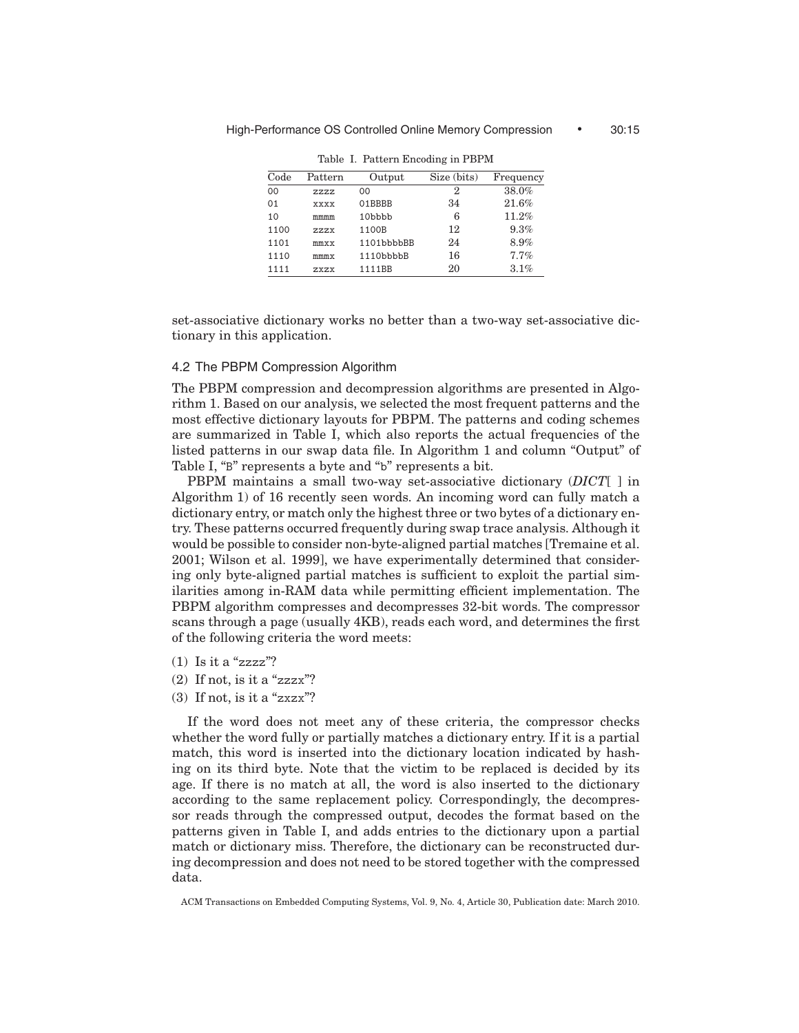Table I. Pattern Encoding in PBPM

| Code | Pattern | Output | Size (bits) | Frequency |
|---|---|---|---|---|
| 00 | zzzz | 00 | 2 | 38.0% |
| 01 | xxxx | 01BBBB | 34 | 21.6% |
| 10 | mmmm | 10bbbb | 6 | 11.2% |
| 1100 | zzzx | 1100B | 12 | 9.3% |
| 1101 | mmxx | 1101bbbbBB | 24 | 8.9% |
| 1110 | mmmx | 1110bbbbB | 16 | 7.7% |
| 1111 | zxzx | 1111BB | 20 | 3.1% |

set-associative dictionary works no better than a two-way set-associative dictionary in this application.

### 4.2 The PBPM Compression Algorithm

The PBPM compression and decompression algorithms are presented in Algorithm 1. Based on our analysis, we selected the most frequent patterns and the most effective dictionary layouts for PBPM. The patterns and coding schemes are summarized in Table I, which also reports the actual frequencies of the listed patterns in our swap data file. In Algorithm 1 and column "Output" of Table I, "B" represents a byte and "b" represents a bit.

PBPM maintains a small two-way set-associative dictionary (*DICT*[ ] in Algorithm 1) of 16 recently seen words. An incoming word can fully match a dictionary entry, or match only the highest three or two bytes of a dictionary entry. These patterns occurred frequently during swap trace analysis. Although it would be possible to consider non-byte-aligned partial matches [Tremaine et al. 2001; Wilson et al. 1999], we have experimentally determined that considering only byte-aligned partial matches is sufficient to exploit the partial similarities among in-RAM data while permitting efficient implementation. The PBPM algorithm compresses and decompresses 32-bit words. The compressor scans through a page (usually 4KB), reads each word, and determines the first of the following criteria the word meets:

(1) Is it a "zzzz"?
(2) If not, is it a "zzzx"?
(3) If not, is it a "zxzx"?

If the word does not meet any of these criteria, the compressor checks whether the word fully or partially matches a dictionary entry. If it is a partial match, this word is inserted into the dictionary location indicated by hashing on its third byte. Note that the victim to be replaced is decided by its age. If there is no match at all, the word is also inserted to the dictionary according to the same replacement policy. Correspondingly, the decompressor reads through the compressed output, decodes the format based on the patterns given in Table I, and adds entries to the dictionary upon a partial match or dictionary miss. Therefore, the dictionary can be reconstructed during decompression and does not need to be stored together with the compressed data.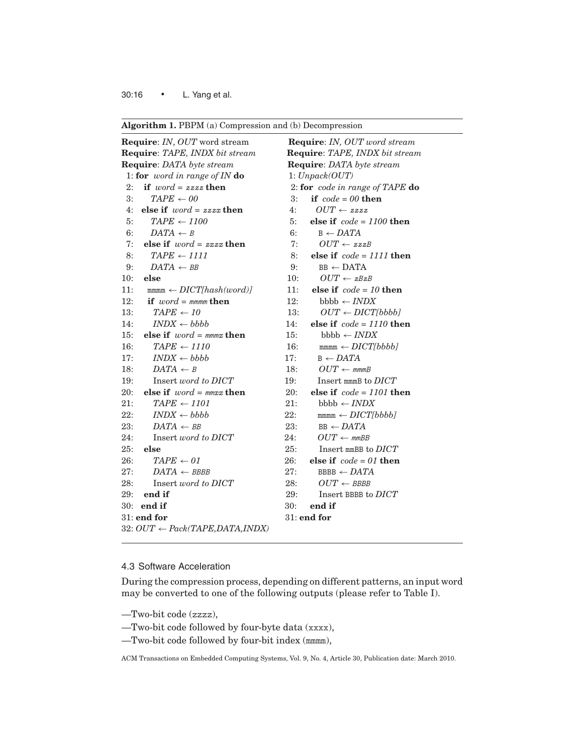**Algorithm 1.** PBPM (a) Compression and (b) Decompression

**(a) Compression**

```
Require: IN, OUT word stream
Require: TAPE, INDX bit stream
Require: DATA byte stream
 1: for word in range of IN do
 2:   if word = zzzz then
 3:     TAPE ← 00
 4:   else if word = zzzx then
 5:     TAPE ← 1100
 6:     DATA ← B
 7:   else if word = zxzx then
 8:     TAPE ← 1111
 9:     DATA ← BB
10:   else
11:     mmmm ← DICT[hash(word)]
12:     if word = mmmm then
13:       TAPE ← 10
14:       INDX ← bbbb
15:     else if word = mmmx then
16:       TAPE ← 1110
17:       INDX ← bbbb
18:       DATA ← B
19:       Insert word to DICT
20:     else if word = mmxx then
21:       TAPE ← 1101
22:       INDX ← bbbb
23:       DATA ← BB
24:       Insert word to DICT
25:     else
26:       TAPE ← 01
27:       DATA ← BBBB
28:       Insert word to DICT
29:     end if
30:   end if
31: end for
32: OUT ← Pack(TAPE,DATA,INDX)
```

**(b) Decompression**

```
Require: IN, OUT word stream
Require: TAPE, INDX bit stream
Require: DATA byte stream
 1: Unpack(OUT)
 2: for code in range of TAPE do
 3:   if code = 00 then
 4:     OUT ← zzzz
 5:   else if code = 1100 then
 6:     B ← DATA
 7:     OUT ← zzzB
 8:   else if code = 1111 then
 9:     BB ← DATA
10:     OUT ← zBzB
11:   else if code = 10 then
12:     bbbb ← INDX
13:     OUT ← DICT[bbbb]
14:   else if code = 1110 then
15:     bbbb ← INDX
16:     mmmm ← DICT[bbbb]
17:     B ← DATA
18:     OUT ← mmmB
19:     Insert mmmB to DICT
20:   else if code = 1101 then
21:     bbbb ← INDX
22:     mmmm ← DICT[bbbb]
23:     BB ← DATA
24:     OUT ← mmBB
25:     Insert mmBB to DICT
26:   else if code = 01 then
27:     BBBB ← DATA
28:     OUT ← BBBB
29:     Insert BBBB to DICT
30:   end if
31: end for
```

### 4.3 Software Acceleration

During the compression process, depending on different patterns, an input word may be converted to one of the following outputs (please refer to Table I).

—Two-bit code (zzzz),

—Two-bit code followed by four-byte data (xxxx),

—Two-bit code followed by four-bit index (mmmm),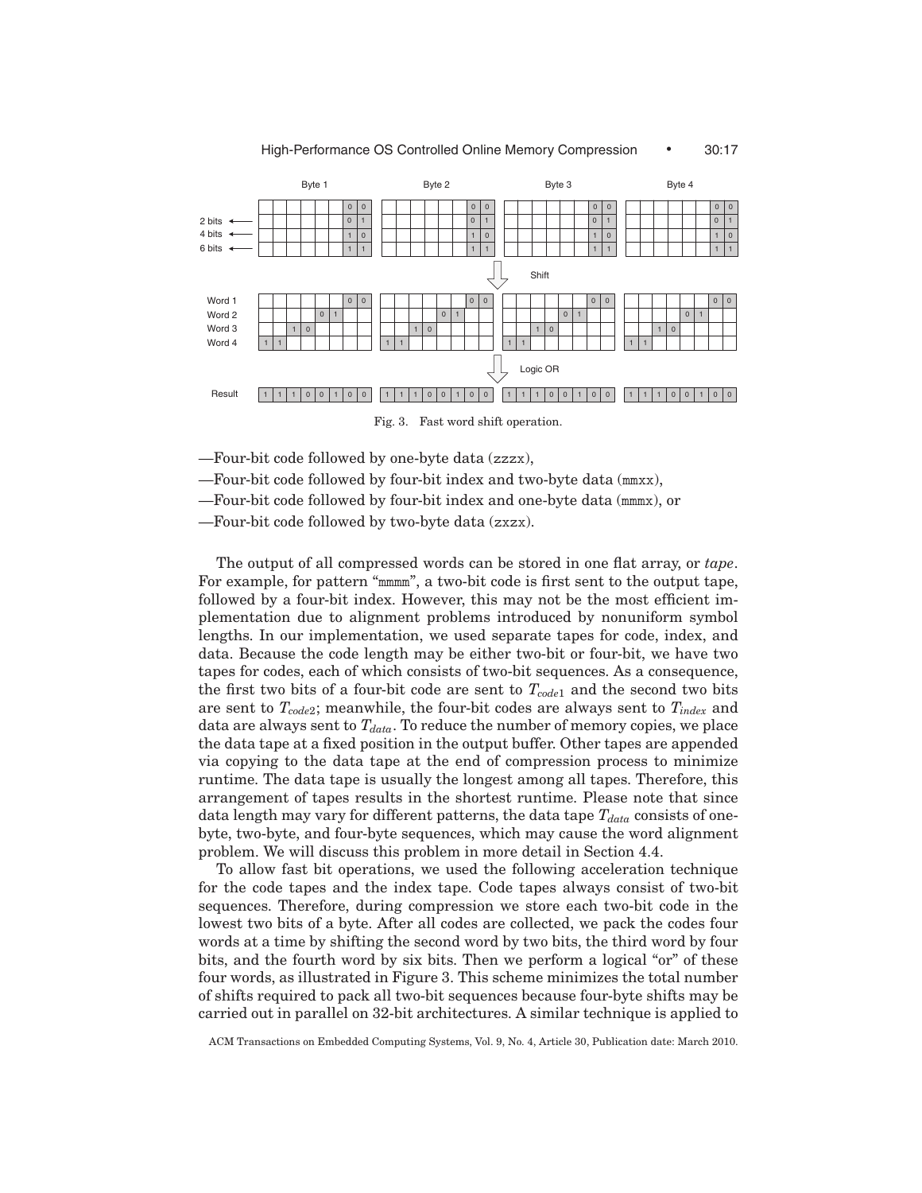Fig. 3. Fast word shift operation.

—Four-bit code followed by one-byte data (zzzx),

—Four-bit code followed by four-bit index and two-byte data (mmxx),

—Four-bit code followed by four-bit index and one-byte data (mmmx), or

—Four-bit code followed by two-byte data (zxzx).

The output of all compressed words can be stored in one flat array, or *tape*. For example, for pattern "mmmm", a two-bit code is first sent to the output tape, followed by a four-bit index. However, this may not be the most efficient implementation due to alignment problems introduced by nonuniform symbol lengths. In our implementation, we used separate tapes for code, index, and data. Because the code length may be either two-bit or four-bit, we have two tapes for codes, each of which consists of two-bit sequences. As a consequence, the first two bits of a four-bit code are sent to $T_{code1}$ and the second two bits are sent to $T_{code2}$; meanwhile, the four-bit codes are always sent to $T_{index}$ and data are always sent to $T_{data}$. To reduce the number of memory copies, we place the data tape at a fixed position in the output buffer. Other tapes are appended via copying to the data tape at the end of compression process to minimize runtime. The data tape is usually the longest among all tapes. Therefore, this arrangement of tapes results in the shortest runtime. Please note that since data length may vary for different patterns, the data tape $T_{data}$ consists of one-byte, two-byte, and four-byte sequences, which may cause the word alignment problem. We will discuss this problem in more detail in Section 4.4.

To allow fast bit operations, we used the following acceleration technique for the code tapes and the index tape. Code tapes always consist of two-bit sequences. Therefore, during compression we store each two-bit code in the lowest two bits of a byte. After all codes are collected, we pack the codes four words at a time by shifting the second word by two bits, the third word by four bits, and the fourth word by six bits. Then we perform a logical "or" of these four words, as illustrated in Figure 3. This scheme minimizes the total number of shifts required to pack all two-bit sequences because four-byte shifts may be carried out in parallel on 32-bit architectures. A similar technique is applied to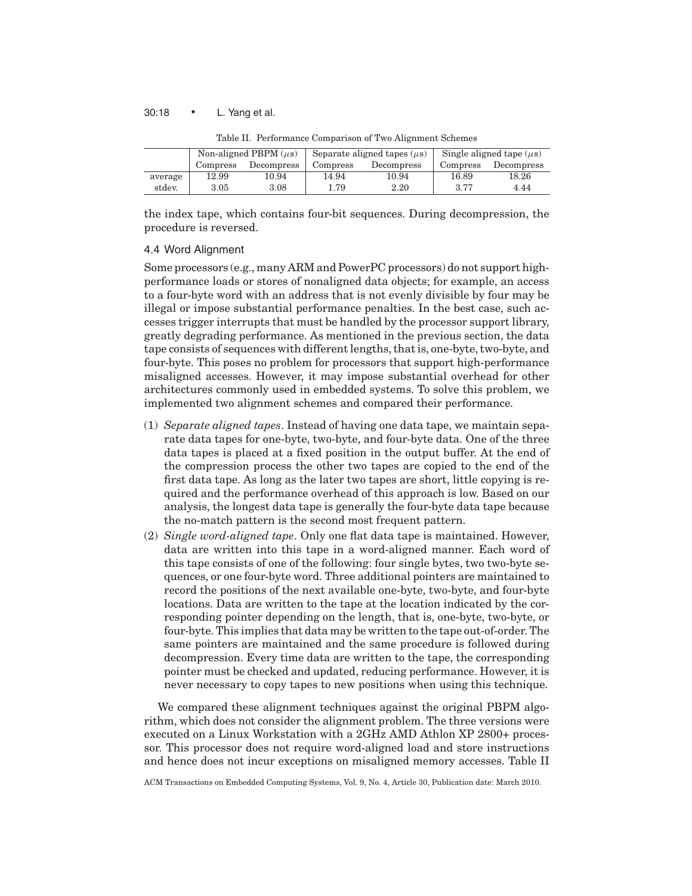Table II. Performance Comparison of Two Alignment Schemes

| | Non-aligned PBPM ($\mu$s) | | Separate aligned tapes ($\mu$s) | | Single aligned tape ($\mu$s) | |
|---|---|---|---|---|---|---|
| | Compress | Decompress | Compress | Decompress | Compress | Decompress |
| average | 12.99 | 10.94 | 14.94 | 10.94 | 16.89 | 18.26 |
| stdev. | 3.05 | 3.08 | 1.79 | 2.20 | 3.77 | 4.44 |

the index tape, which contains four-bit sequences. During decompression, the procedure is reversed.

### 4.4 Word Alignment

Some processors (e.g., many ARM and PowerPC processors) do not support high-performance loads or stores of nonaligned data objects; for example, an access to a four-byte word with an address that is not evenly divisible by four may be illegal or impose substantial performance penalties. In the best case, such accesses trigger interrupts that must be handled by the processor support library, greatly degrading performance. As mentioned in the previous section, the data tape consists of sequences with different lengths, that is, one-byte, two-byte, and four-byte. This poses no problem for processors that support high-performance misaligned accesses. However, it may impose substantial overhead for other architectures commonly used in embedded systems. To solve this problem, we implemented two alignment schemes and compared their performance.

(1) *Separate aligned tapes*. Instead of having one data tape, we maintain separate data tapes for one-byte, two-byte, and four-byte data. One of the three data tapes is placed at a fixed position in the output buffer. At the end of the compression process the other two tapes are copied to the end of the first data tape. As long as the later two tapes are short, little copying is required and the performance overhead of this approach is low. Based on our analysis, the longest data tape is generally the four-byte data tape because the no-match pattern is the second most frequent pattern.

(2) *Single word-aligned tape*. Only one flat data tape is maintained. However, data are written into this tape in a word-aligned manner. Each word of this tape consists of one of the following: four single bytes, two two-byte sequences, or one four-byte word. Three additional pointers are maintained to record the positions of the next available one-byte, two-byte, and four-byte locations. Data are written to the tape at the location indicated by the corresponding pointer depending on the length, that is, one-byte, two-byte, or four-byte. This implies that data may be written to the tape out-of-order. The same pointers are maintained and the same procedure is followed during decompression. Every time data are written to the tape, the corresponding pointer must be checked and updated, reducing performance. However, it is never necessary to copy tapes to new positions when using this technique.

We compared these alignment techniques against the original PBPM algorithm, which does not consider the alignment problem. The three versions were executed on a Linux Workstation with a 2GHz AMD Athlon XP 2800+ processor. This processor does not require word-aligned load and store instructions and hence does not incur exceptions on misaligned memory accesses. Table II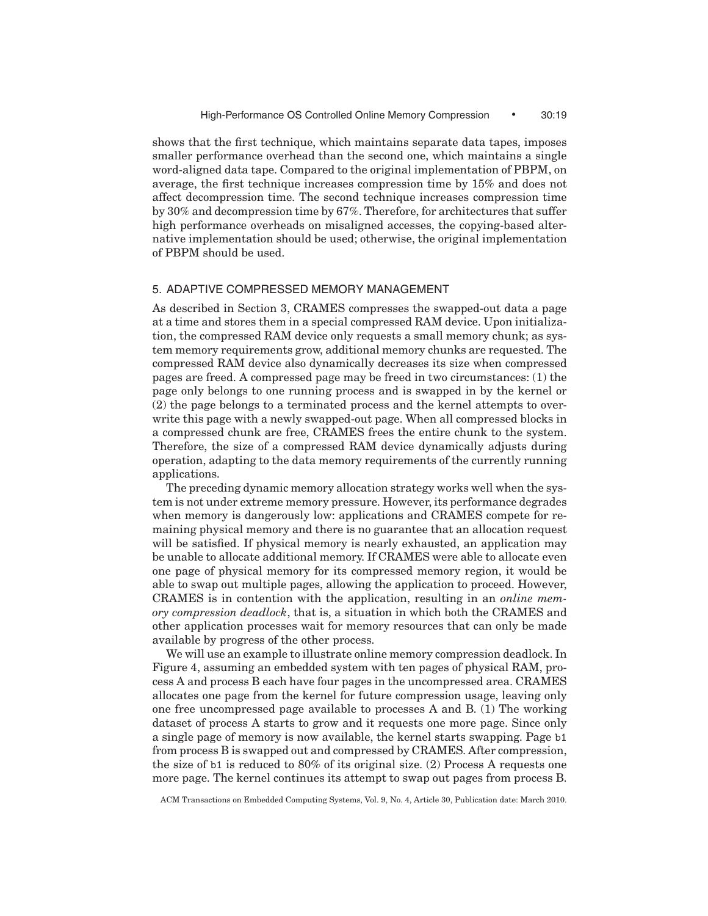shows that the first technique, which maintains separate data tapes, imposes smaller performance overhead than the second one, which maintains a single word-aligned data tape. Compared to the original implementation of PBPM, on average, the first technique increases compression time by 15% and does not affect decompression time. The second technique increases compression time by 30% and decompression time by 67%. Therefore, for architectures that suffer high performance overheads on misaligned accesses, the copying-based alternative implementation should be used; otherwise, the original implementation of PBPM should be used.

## 5. ADAPTIVE COMPRESSED MEMORY MANAGEMENT

As described in Section 3, CRAMES compresses the swapped-out data a page at a time and stores them in a special compressed RAM device. Upon initialization, the compressed RAM device only requests a small memory chunk; as system memory requirements grow, additional memory chunks are requested. The compressed RAM device also dynamically decreases its size when compressed pages are freed. A compressed page may be freed in two circumstances: (1) the page only belongs to one running process and is swapped in by the kernel or (2) the page belongs to a terminated process and the kernel attempts to overwrite this page with a newly swapped-out page. When all compressed blocks in a compressed chunk are free, CRAMES frees the entire chunk to the system. Therefore, the size of a compressed RAM device dynamically adjusts during operation, adapting to the data memory requirements of the currently running applications.

The preceding dynamic memory allocation strategy works well when the system is not under extreme memory pressure. However, its performance degrades when memory is dangerously low: applications and CRAMES compete for remaining physical memory and there is no guarantee that an allocation request will be satisfied. If physical memory is nearly exhausted, an application may be unable to allocate additional memory. If CRAMES were able to allocate even one page of physical memory for its compressed memory region, it would be able to swap out multiple pages, allowing the application to proceed. However, CRAMES is in contention with the application, resulting in an *online memory compression deadlock*, that is, a situation in which both the CRAMES and other application processes wait for memory resources that can only be made available by progress of the other process.

We will use an example to illustrate online memory compression deadlock. In Figure 4, assuming an embedded system with ten pages of physical RAM, process A and process B each have four pages in the uncompressed area. CRAMES allocates one page from the kernel for future compression usage, leaving only one free uncompressed page available to processes A and B. (1) The working dataset of process A starts to grow and it requests one more page. Since only a single page of memory is now available, the kernel starts swapping. Page `b1` from process B is swapped out and compressed by CRAMES. After compression, the size of `b1` is reduced to 80% of its original size. (2) Process A requests one more page. The kernel continues its attempt to swap out pages from process B.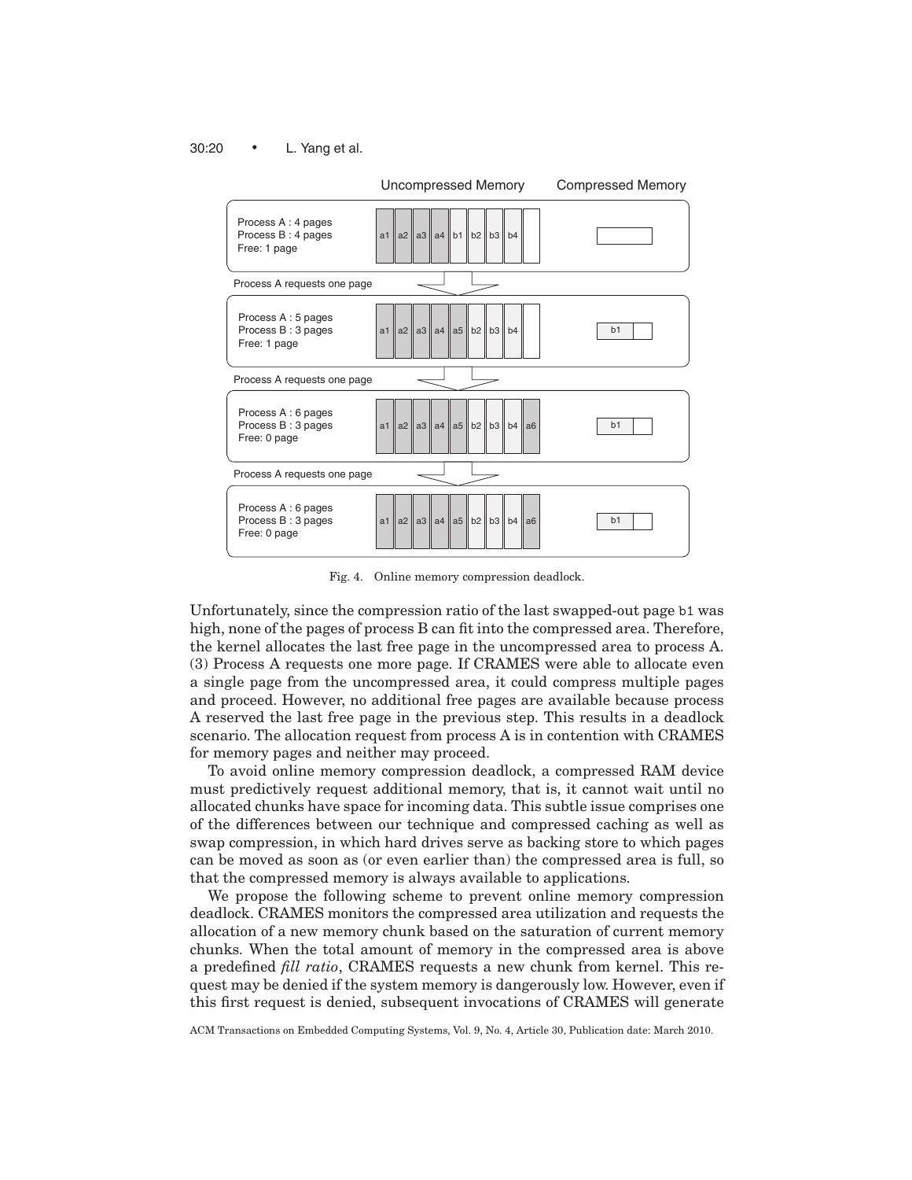Fig. 4. Online memory compression deadlock.

Unfortunately, since the compression ratio of the last swapped-out page `b1` was high, none of the pages of process B can fit into the compressed area. Therefore, the kernel allocates the last free page in the uncompressed area to process A. (3) Process A requests one more page. If CRAMES were able to allocate even a single page from the uncompressed area, it could compress multiple pages and proceed. However, no additional free pages are available because process A reserved the last free page in the previous step. This results in a deadlock scenario. The allocation request from process A is in contention with CRAMES for memory pages and neither may proceed.

To avoid online memory compression deadlock, a compressed RAM device must predictively request additional memory, that is, it cannot wait until no allocated chunks have space for incoming data. This subtle issue comprises one of the differences between our technique and compressed caching as well as swap compression, in which hard drives serve as backing store to which pages can be moved as soon as (or even earlier than) the compressed area is full, so that the compressed memory is always available to applications.

We propose the following scheme to prevent online memory compression deadlock. CRAMES monitors the compressed area utilization and requests the allocation of a new memory chunk based on the saturation of current memory chunks. When the total amount of memory in the compressed area is above a predefined *fill ratio*, CRAMES requests a new chunk from kernel. This request may be denied if the system memory is dangerously low. However, even if this first request is denied, subsequent invocations of CRAMES will generate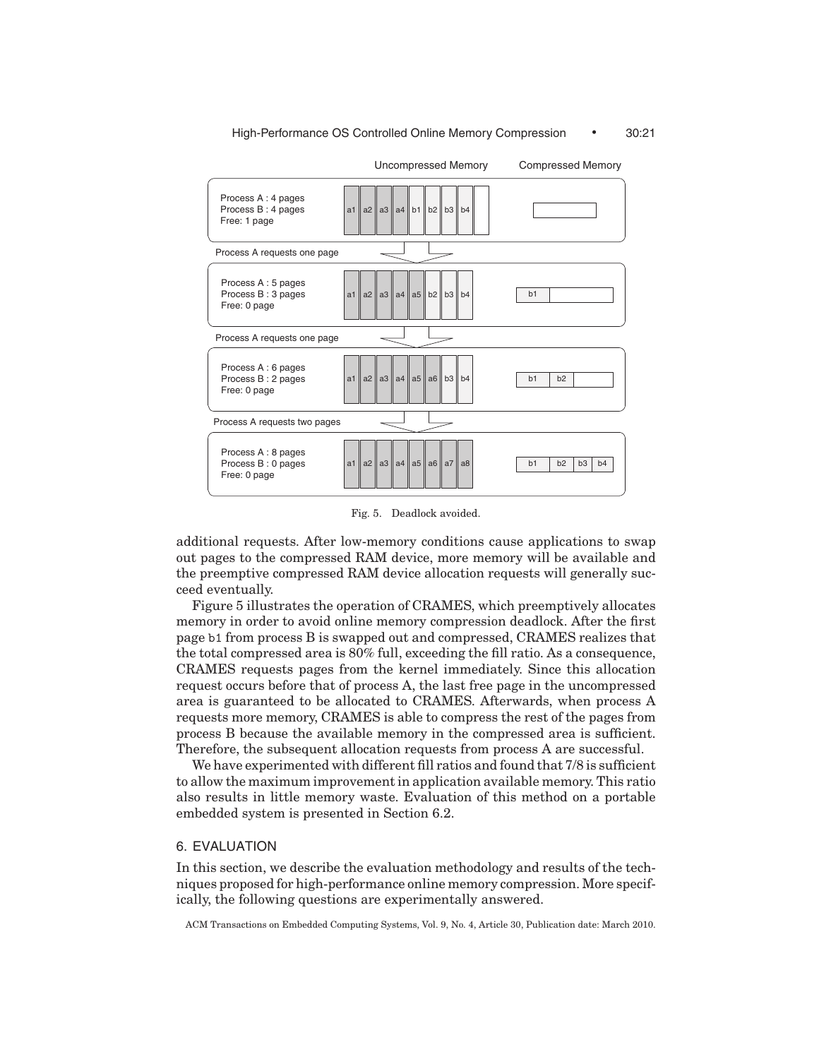Fig. 5. Deadlock avoided.

additional requests. After low-memory conditions cause applications to swap out pages to the compressed RAM device, more memory will be available and the preemptive compressed RAM device allocation requests will generally succeed eventually.

Figure 5 illustrates the operation of CRAMES, which preemptively allocates memory in order to avoid online memory compression deadlock. After the first page `b1` from process B is swapped out and compressed, CRAMES realizes that the total compressed area is 80% full, exceeding the fill ratio. As a consequence, CRAMES requests pages from the kernel immediately. Since this allocation request occurs before that of process A, the last free page in the uncompressed area is guaranteed to be allocated to CRAMES. Afterwards, when process A requests more memory, CRAMES is able to compress the rest of the pages from process B because the available memory in the compressed area is sufficient. Therefore, the subsequent allocation requests from process A are successful.

We have experimented with different fill ratios and found that 7/8 is sufficient to allow the maximum improvement in application available memory. This ratio also results in little memory waste. Evaluation of this method on a portable embedded system is presented in Section 6.2.

## 6. EVALUATION

In this section, we describe the evaluation methodology and results of the techniques proposed for high-performance online memory compression. More specifically, the following questions are experimentally answered.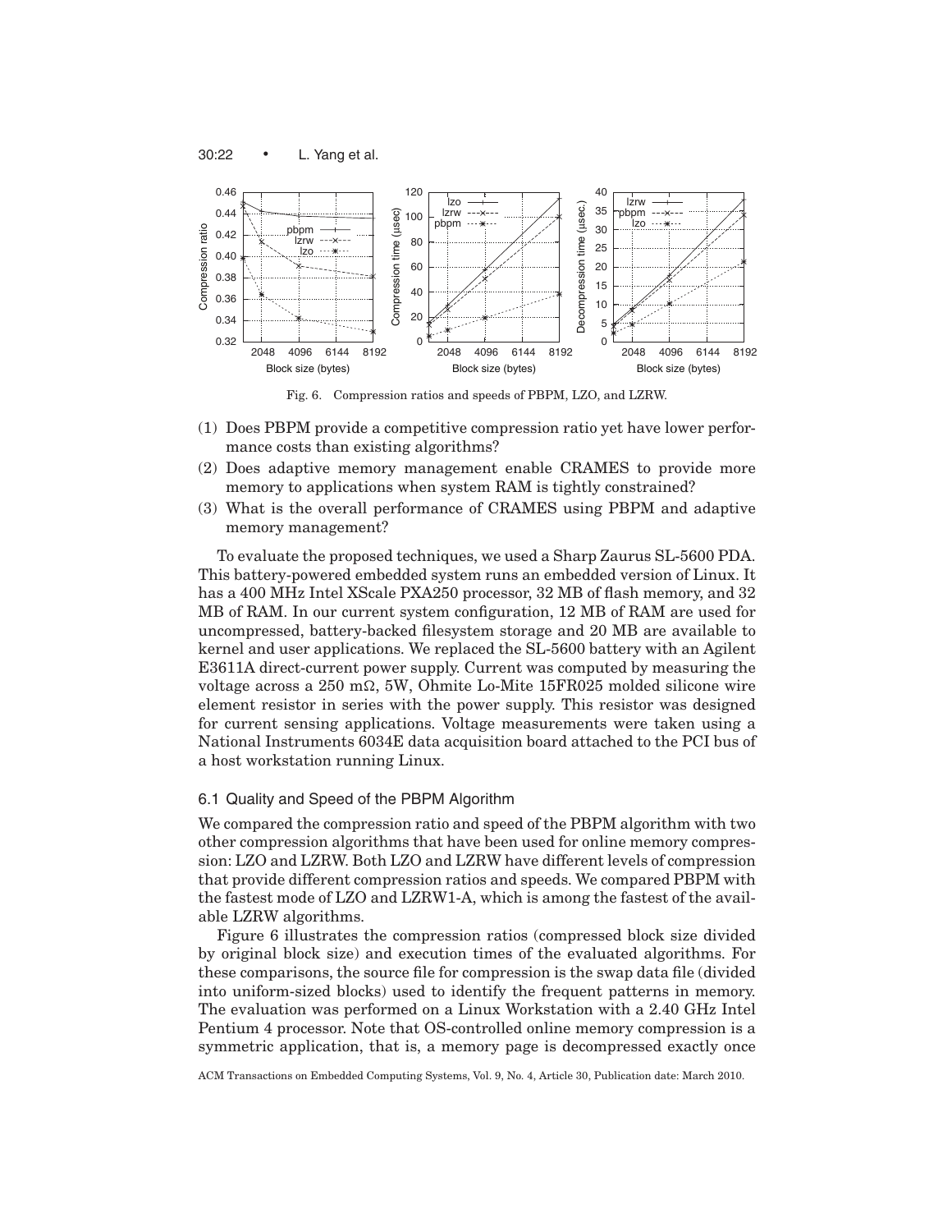Fig. 6. Compression ratios and speeds of PBPM, LZO, and LZRW.

(1) Does PBPM provide a competitive compression ratio yet have lower performance costs than existing algorithms?
(2) Does adaptive memory management enable CRAMES to provide more memory to applications when system RAM is tightly constrained?
(3) What is the overall performance of CRAMES using PBPM and adaptive memory management?

To evaluate the proposed techniques, we used a Sharp Zaurus SL-5600 PDA. This battery-powered embedded system runs an embedded version of Linux. It has a 400 MHz Intel XScale PXA250 processor, 32 MB of flash memory, and 32 MB of RAM. In our current system configuration, 12 MB of RAM are used for uncompressed, battery-backed filesystem storage and 20 MB are available to kernel and user applications. We replaced the SL-5600 battery with an Agilent E3611A direct-current power supply. Current was computed by measuring the voltage across a 250 m$\Omega$, 5W, Ohmite Lo-Mite 15FR025 molded silicone wire element resistor in series with the power supply. This resistor was designed for current sensing applications. Voltage measurements were taken using a National Instruments 6034E data acquisition board attached to the PCI bus of a host workstation running Linux.

### 6.1 Quality and Speed of the PBPM Algorithm

We compared the compression ratio and speed of the PBPM algorithm with two other compression algorithms that have been used for online memory compression: LZO and LZRW. Both LZO and LZRW have different levels of compression that provide different compression ratios and speeds. We compared PBPM with the fastest mode of LZO and LZRW1-A, which is among the fastest of the available LZRW algorithms.

Figure 6 illustrates the compression ratios (compressed block size divided by original block size) and execution times of the evaluated algorithms. For these comparisons, the source file for compression is the swap data file (divided into uniform-sized blocks) used to identify the frequent patterns in memory. The evaluation was performed on a Linux Workstation with a 2.40 GHz Intel Pentium 4 processor. Note that OS-controlled online memory compression is a symmetric application, that is, a memory page is decompressed exactly once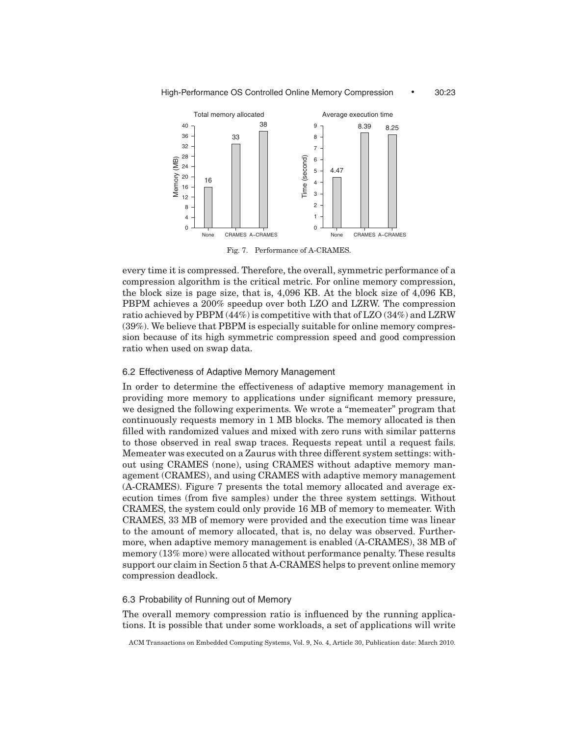Fig. 7. Performance of A-CRAMES.

every time it is compressed. Therefore, the overall, symmetric performance of a compression algorithm is the critical metric. For online memory compression, the block size is page size, that is, 4,096 KB. At the block size of 4,096 KB, PBPM achieves a 200% speedup over both LZO and LZRW. The compression ratio achieved by PBPM (44%) is competitive with that of LZO (34%) and LZRW (39%). We believe that PBPM is especially suitable for online memory compression because of its high symmetric compression speed and good compression ratio when used on swap data.

### 6.2 Effectiveness of Adaptive Memory Management

In order to determine the effectiveness of adaptive memory management in providing more memory to applications under significant memory pressure, we designed the following experiments. We wrote a "memeater" program that continuously requests memory in 1 MB blocks. The memory allocated is then filled with randomized values and mixed with zero runs with similar patterns to those observed in real swap traces. Requests repeat until a request fails. Memeater was executed on a Zaurus with three different system settings: without using CRAMES (none), using CRAMES without adaptive memory management (CRAMES), and using CRAMES with adaptive memory management (A-CRAMES). Figure 7 presents the total memory allocated and average execution times (from five samples) under the three system settings. Without CRAMES, the system could only provide 16 MB of memory to memeater. With CRAMES, 33 MB of memory were provided and the execution time was linear to the amount of memory allocated, that is, no delay was observed. Furthermore, when adaptive memory management is enabled (A-CRAMES), 38 MB of memory (13% more) were allocated without performance penalty. These results support our claim in Section 5 that A-CRAMES helps to prevent online memory compression deadlock.

### 6.3 Probability of Running out of Memory

The overall memory compression ratio is influenced by the running applications. It is possible that under some workloads, a set of applications will write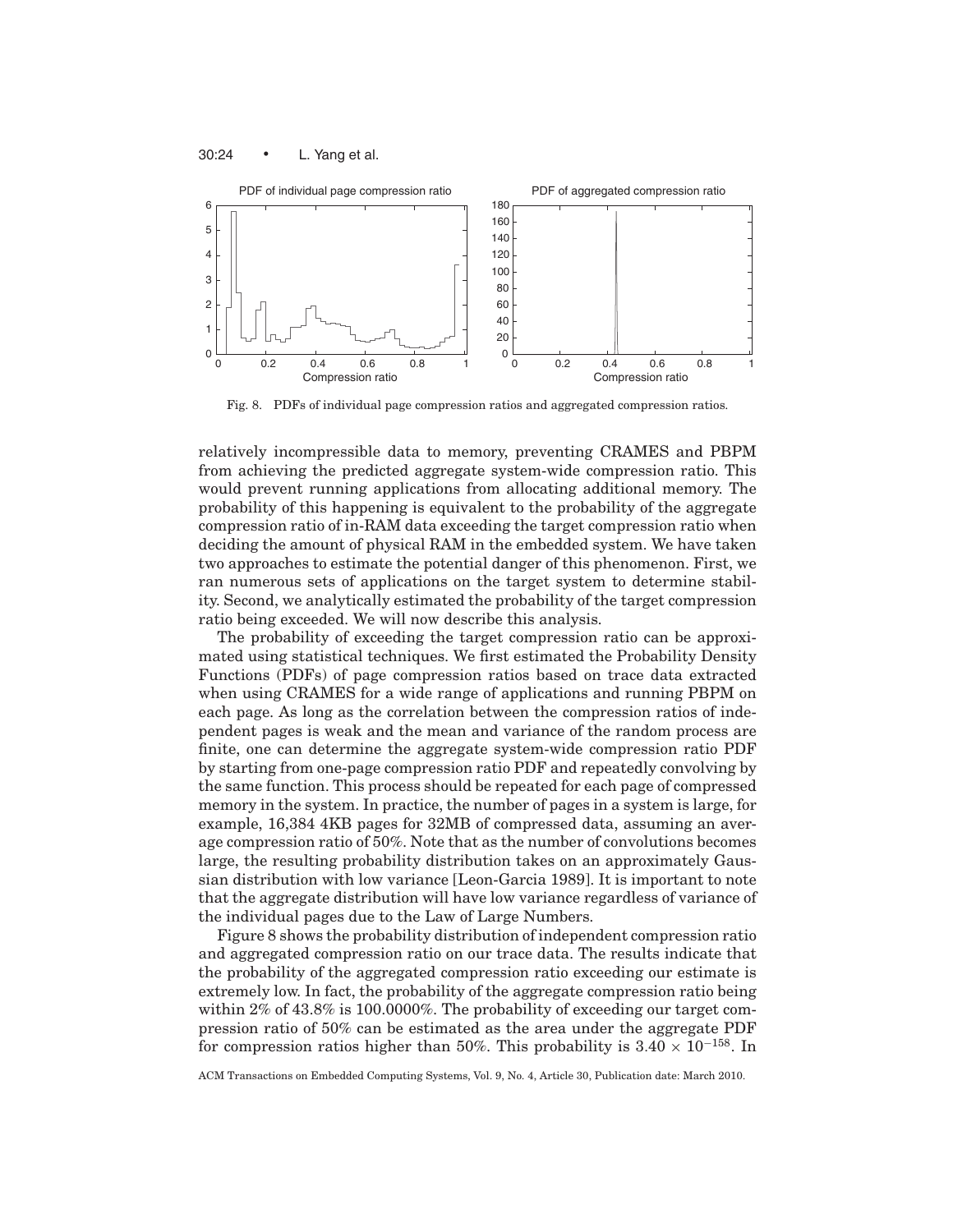PDF of individual page compression ratio

6
5
4
3
2
1
0

0 0.2 0.4 0.6 0.8 1

Compression ratio

PDF of aggregated compression ratio

180
160
140
120
100
80
60
40
20
0

0 0.2 0.4 0.6 0.8 1

Compression ratio

Fig. 8. PDFs of individual page compression ratios and aggregated compression ratios.

relatively incompressible data to memory, preventing CRAMES and PBPM from achieving the predicted aggregate system-wide compression ratio. This would prevent running applications from allocating additional memory. The probability of this happening is equivalent to the probability of the aggregate compression ratio of in-RAM data exceeding the target compression ratio when deciding the amount of physical RAM in the embedded system. We have taken two approaches to estimate the potential danger of this phenomenon. First, we ran numerous sets of applications on the target system to determine stability. Second, we analytically estimated the probability of the target compression ratio being exceeded. We will now describe this analysis.

The probability of exceeding the target compression ratio can be approximated using statistical techniques. We first estimated the Probability Density Functions (PDFs) of page compression ratios based on trace data extracted when using CRAMES for a wide range of applications and running PBPM on each page. As long as the correlation between the compression ratios of independent pages is weak and the mean and variance of the random process are finite, one can determine the aggregate system-wide compression ratio PDF by starting from one-page compression ratio PDF and repeatedly convolving by the same function. This process should be repeated for each page of compressed memory in the system. In practice, the number of pages in a system is large, for example, 16,384 4KB pages for 32MB of compressed data, assuming an average compression ratio of 50%. Note that as the number of convolutions becomes large, the resulting probability distribution takes on an approximately Gaussian distribution with low variance [Leon-Garcia 1989]. It is important to note that the aggregate distribution will have low variance regardless of variance of the individual pages due to the Law of Large Numbers.

Figure 8 shows the probability distribution of independent compression ratio and aggregated compression ratio on our trace data. The results indicate that the probability of the aggregated compression ratio exceeding our estimate is extremely low. In fact, the probability of the aggregate compression ratio being within 2% of 43.8% is 100.0000%. The probability of exceeding our target compression ratio of 50% can be estimated as the area under the aggregate PDF for compression ratios higher than 50%. This probability is $3.40 \times 10^{-158}$. In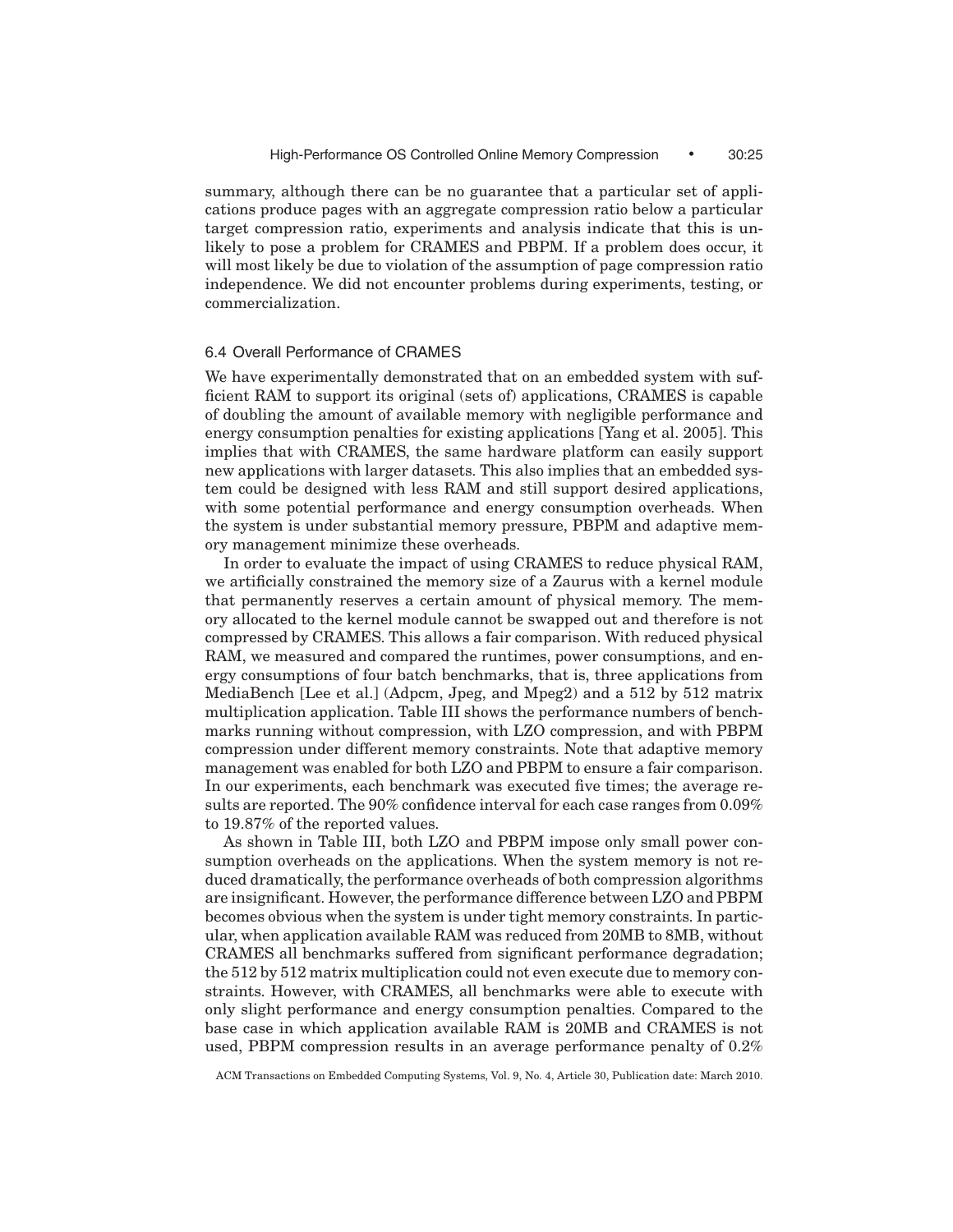summary, although there can be no guarantee that a particular set of applications produce pages with an aggregate compression ratio below a particular target compression ratio, experiments and analysis indicate that this is unlikely to pose a problem for CRAMES and PBPM. If a problem does occur, it will most likely be due to violation of the assumption of page compression ratio independence. We did not encounter problems during experiments, testing, or commercialization.

### 6.4 Overall Performance of CRAMES

We have experimentally demonstrated that on an embedded system with sufficient RAM to support its original (sets of) applications, CRAMES is capable of doubling the amount of available memory with negligible performance and energy consumption penalties for existing applications [Yang et al. 2005]. This implies that with CRAMES, the same hardware platform can easily support new applications with larger datasets. This also implies that an embedded system could be designed with less RAM and still support desired applications, with some potential performance and energy consumption overheads. When the system is under substantial memory pressure, PBPM and adaptive memory management minimize these overheads.

In order to evaluate the impact of using CRAMES to reduce physical RAM, we artificially constrained the memory size of a Zaurus with a kernel module that permanently reserves a certain amount of physical memory. The memory allocated to the kernel module cannot be swapped out and therefore is not compressed by CRAMES. This allows a fair comparison. With reduced physical RAM, we measured and compared the runtimes, power consumptions, and energy consumptions of four batch benchmarks, that is, three applications from MediaBench [Lee et al.] (Adpcm, Jpeg, and Mpeg2) and a 512 by 512 matrix multiplication application. Table III shows the performance numbers of benchmarks running without compression, with LZO compression, and with PBPM compression under different memory constraints. Note that adaptive memory management was enabled for both LZO and PBPM to ensure a fair comparison. In our experiments, each benchmark was executed five times; the average results are reported. The 90% confidence interval for each case ranges from 0.09% to 19.87% of the reported values.

As shown in Table III, both LZO and PBPM impose only small power consumption overheads on the applications. When the system memory is not reduced dramatically, the performance overheads of both compression algorithms are insignificant. However, the performance difference between LZO and PBPM becomes obvious when the system is under tight memory constraints. In particular, when application available RAM was reduced from 20MB to 8MB, without CRAMES all benchmarks suffered from significant performance degradation; the 512 by 512 matrix multiplication could not even execute due to memory constraints. However, with CRAMES, all benchmarks were able to execute with only slight performance and energy consumption penalties. Compared to the base case in which application available RAM is 20MB and CRAMES is not used, PBPM compression results in an average performance penalty of 0.2%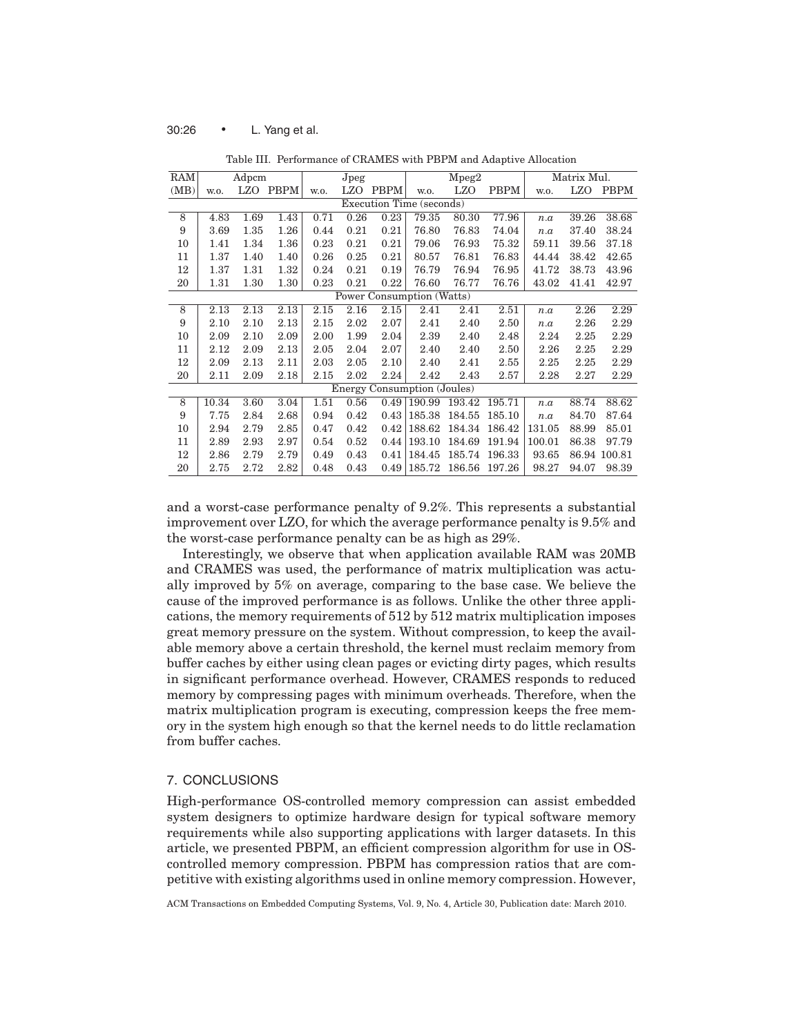Table III. Performance of CRAMES with PBPM and Adaptive Allocation

| RAM | Adpcm | | | Jpeg | | | Mpeg2 | | | Matrix Mul. | | |
|---|---|---|---|---|---|---|---|---|---|---|---|---|
| (MB) | w.o. | LZO | PBPM | w.o. | LZO | PBPM | w.o. | LZO | PBPM | w.o. | LZO | PBPM |
| Execution Time (seconds) | | | | | | | | | | | | |
| 8 | 4.83 | 1.69 | 1.43 | 0.71 | 0.26 | 0.23 | 79.35 | 80.30 | 77.96 | *n.a* | 39.26 | 38.68 |
| 9 | 3.69 | 1.35 | 1.26 | 0.44 | 0.21 | 0.21 | 76.80 | 76.83 | 74.04 | *n.a* | 37.40 | 38.24 |
| 10 | 1.41 | 1.34 | 1.36 | 0.23 | 0.21 | 0.21 | 79.06 | 76.93 | 75.32 | 59.11 | 39.56 | 37.18 |
| 11 | 1.37 | 1.40 | 1.40 | 0.26 | 0.25 | 0.21 | 80.57 | 76.81 | 76.83 | 44.44 | 38.42 | 42.65 |
| 12 | 1.37 | 1.31 | 1.32 | 0.24 | 0.21 | 0.19 | 76.79 | 76.94 | 76.95 | 41.72 | 38.73 | 43.96 |
| 20 | 1.31 | 1.30 | 1.30 | 0.23 | 0.21 | 0.22 | 76.60 | 76.77 | 76.76 | 43.02 | 41.41 | 42.97 |
| Power Consumption (Watts) | | | | | | | | | | | | |
| 8 | 2.13 | 2.13 | 2.13 | 2.15 | 2.16 | 2.15 | 2.41 | 2.41 | 2.51 | *n.a* | 2.26 | 2.29 |
| 9 | 2.10 | 2.10 | 2.13 | 2.15 | 2.02 | 2.07 | 2.41 | 2.40 | 2.50 | *n.a* | 2.26 | 2.29 |
| 10 | 2.09 | 2.10 | 2.09 | 2.00 | 1.99 | 2.04 | 2.39 | 2.40 | 2.48 | 2.24 | 2.25 | 2.29 |
| 11 | 2.12 | 2.09 | 2.13 | 2.05 | 2.04 | 2.07 | 2.40 | 2.40 | 2.50 | 2.26 | 2.25 | 2.29 |
| 12 | 2.09 | 2.13 | 2.11 | 2.03 | 2.05 | 2.10 | 2.40 | 2.41 | 2.55 | 2.25 | 2.25 | 2.29 |
| 20 | 2.11 | 2.09 | 2.18 | 2.15 | 2.02 | 2.24 | 2.42 | 2.43 | 2.57 | 2.28 | 2.27 | 2.29 |
| Energy Consumption (Joules) | | | | | | | | | | | | |
| 8 | 10.34 | 3.60 | 3.04 | 1.51 | 0.56 | 0.49 | 190.99 | 193.42 | 195.71 | *n.a* | 88.74 | 88.62 |
| 9 | 7.75 | 2.84 | 2.68 | 0.94 | 0.42 | 0.43 | 185.38 | 184.55 | 185.10 | *n.a* | 84.70 | 87.64 |
| 10 | 2.94 | 2.79 | 2.85 | 0.47 | 0.42 | 0.42 | 188.62 | 184.34 | 186.42 | 131.05 | 88.99 | 85.01 |
| 11 | 2.89 | 2.93 | 2.97 | 0.54 | 0.52 | 0.44 | 193.10 | 184.69 | 191.94 | 100.01 | 86.38 | 97.79 |
| 12 | 2.86 | 2.79 | 2.79 | 0.49 | 0.43 | 0.41 | 184.45 | 185.74 | 196.33 | 93.65 | 86.94 | 100.81 |
| 20 | 2.75 | 2.72 | 2.82 | 0.48 | 0.43 | 0.49 | 185.72 | 186.56 | 197.26 | 98.27 | 94.07 | 98.39 |

and a worst-case performance penalty of 9.2%. This represents a substantial improvement over LZO, for which the average performance penalty is 9.5% and the worst-case performance penalty can be as high as 29%.

Interestingly, we observe that when application available RAM was 20MB and CRAMES was used, the performance of matrix multiplication was actually improved by 5% on average, comparing to the base case. We believe the cause of the improved performance is as follows. Unlike the other three applications, the memory requirements of 512 by 512 matrix multiplication imposes great memory pressure on the system. Without compression, to keep the available memory above a certain threshold, the kernel must reclaim memory from buffer caches by either using clean pages or evicting dirty pages, which results in significant performance overhead. However, CRAMES responds to reduced memory by compressing pages with minimum overheads. Therefore, when the matrix multiplication program is executing, compression keeps the free memory in the system high enough so that the kernel needs to do little reclamation from buffer caches.

## 7. CONCLUSIONS

High-performance OS-controlled memory compression can assist embedded system designers to optimize hardware design for typical software memory requirements while also supporting applications with larger datasets. In this article, we presented PBPM, an efficient compression algorithm for use in OS-controlled memory compression. PBPM has compression ratios that are competitive with existing algorithms used in online memory compression. However,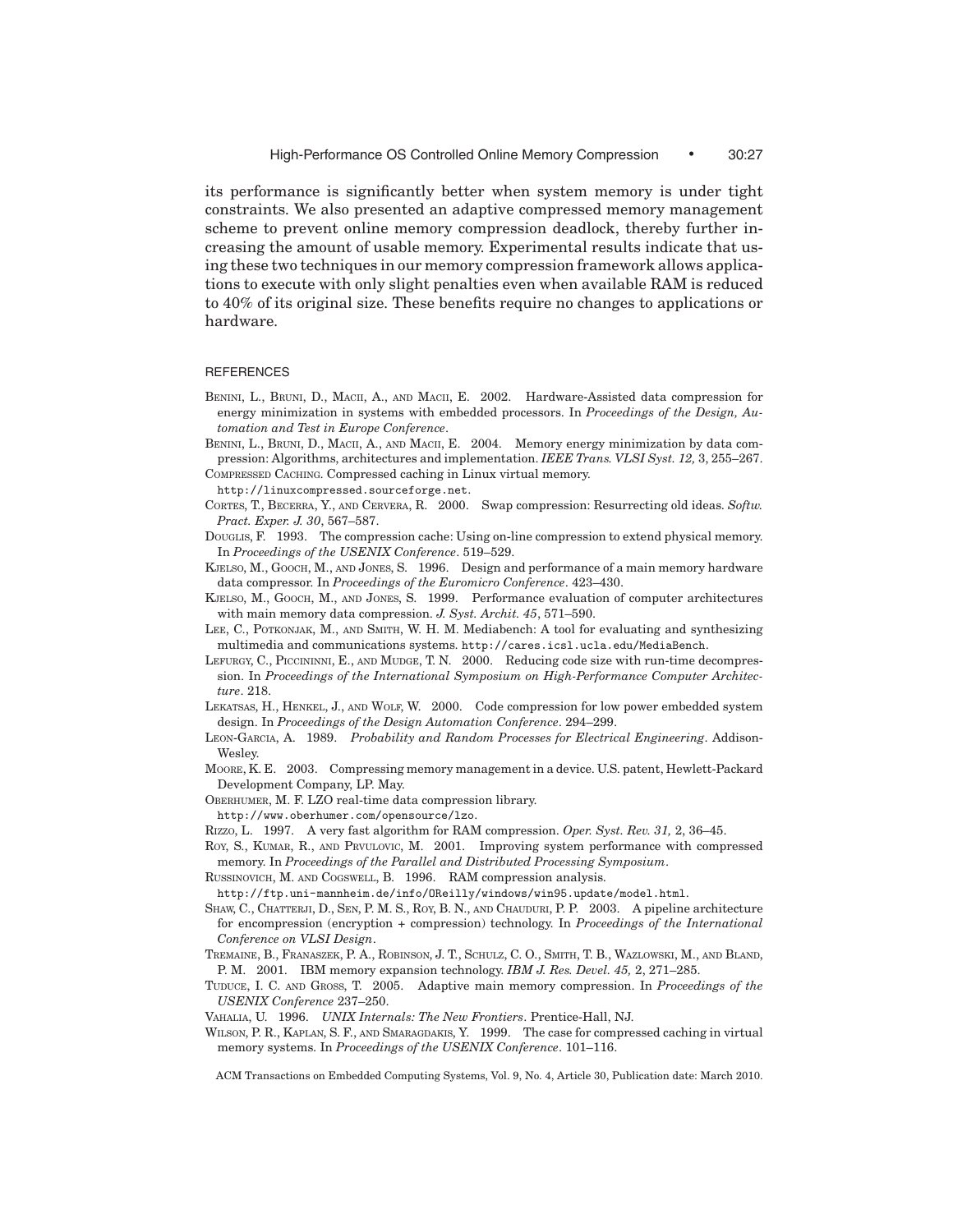its performance is significantly better when system memory is under tight constraints. We also presented an adaptive compressed memory management scheme to prevent online memory compression deadlock, thereby further increasing the amount of usable memory. Experimental results indicate that using these two techniques in our memory compression framework allows applications to execute with only slight penalties even when available RAM is reduced to 40% of its original size. These benefits require no changes to applications or hardware.

## REFERENCES

BENINI, L., BRUNI, D., MACII, A., AND MACII, E. 2002. Hardware-Assisted data compression for energy minimization in systems with embedded processors. In *Proceedings of the Design, Automation and Test in Europe Conference*.

BENINI, L., BRUNI, D., MACII, A., AND MACII, E. 2004. Memory energy minimization by data compression: Algorithms, architectures and implementation. *IEEE Trans. VLSI Syst. 12,* 3, 255–267.

COMPRESSED CACHING. Compressed caching in Linux virtual memory. http://linuxcompressed.sourceforge.net.

CORTES, T., BECERRA, Y., AND CERVERA, R. 2000. Swap compression: Resurrecting old ideas. *Softw. Pract. Exper. J. 30*, 567–587.

DOUGLIS, F. 1993. The compression cache: Using on-line compression to extend physical memory. In *Proceedings of the USENIX Conference*. 519–529.

KJELSO, M., GOOCH, M., AND JONES, S. 1996. Design and performance of a main memory hardware data compressor. In *Proceedings of the Euromicro Conference*. 423–430.

KJELSO, M., GOOCH, M., AND JONES, S. 1999. Performance evaluation of computer architectures with main memory data compression. *J. Syst. Archit. 45*, 571–590.

LEE, C., POTKONJAK, M., AND SMITH, W. H. M. Mediabench: A tool for evaluating and synthesizing multimedia and communications systems. http://cares.icsl.ucla.edu/MediaBench.

LEFURGY, C., PICCININNI, E., AND MUDGE, T. N. 2000. Reducing code size with run-time decompression. In *Proceedings of the International Symposium on High-Performance Computer Architecture*. 218.

LEKATSAS, H., HENKEL, J., AND WOLF, W. 2000. Code compression for low power embedded system design. In *Proceedings of the Design Automation Conference*. 294–299.

LEON-GARCIA, A. 1989. *Probability and Random Processes for Electrical Engineering*. Addison-Wesley.

MOORE, K. E. 2003. Compressing memory management in a device. U.S. patent, Hewlett-Packard Development Company, LP. May.

OBERHUMER, M. F. LZO real-time data compression library. http://www.oberhumer.com/opensource/lzo.

RIZZO, L. 1997. A very fast algorithm for RAM compression. *Oper. Syst. Rev. 31,* 2, 36–45.

ROY, S., KUMAR, R., AND PRVULOVIC, M. 2001. Improving system performance with compressed memory. In *Proceedings of the Parallel and Distributed Processing Symposium*.

RUSSINOVICH, M. AND COGSWELL, B. 1996. RAM compression analysis. http://ftp.uni-mannheim.de/info/OReilly/windows/win95.update/model.html.

SHAW, C., CHATTERJI, D., SEN, P. M. S., ROY, B. N., AND CHAUDURI, P. P. 2003. A pipeline architecture for encompression (encryption + compression) technology. In *Proceedings of the International Conference on VLSI Design*.

TREMAINE, B., FRANASZEK, P. A., ROBINSON, J. T., SCHULZ, C. O., SMITH, T. B., WAZLOWSKI, M., AND BLAND, P. M. 2001. IBM memory expansion technology. *IBM J. Res. Devel. 45,* 2, 271–285.

TUDUCE, I. C. AND GROSS, T. 2005. Adaptive main memory compression. In *Proceedings of the USENIX Conference* 237–250.

VAHALIA, U. 1996. *UNIX Internals: The New Frontiers*. Prentice-Hall, NJ.

WILSON, P. R., KAPLAN, S. F., AND SMARAGDAKIS, Y. 1999. The case for compressed caching in virtual memory systems. In *Proceedings of the USENIX Conference*. 101–116.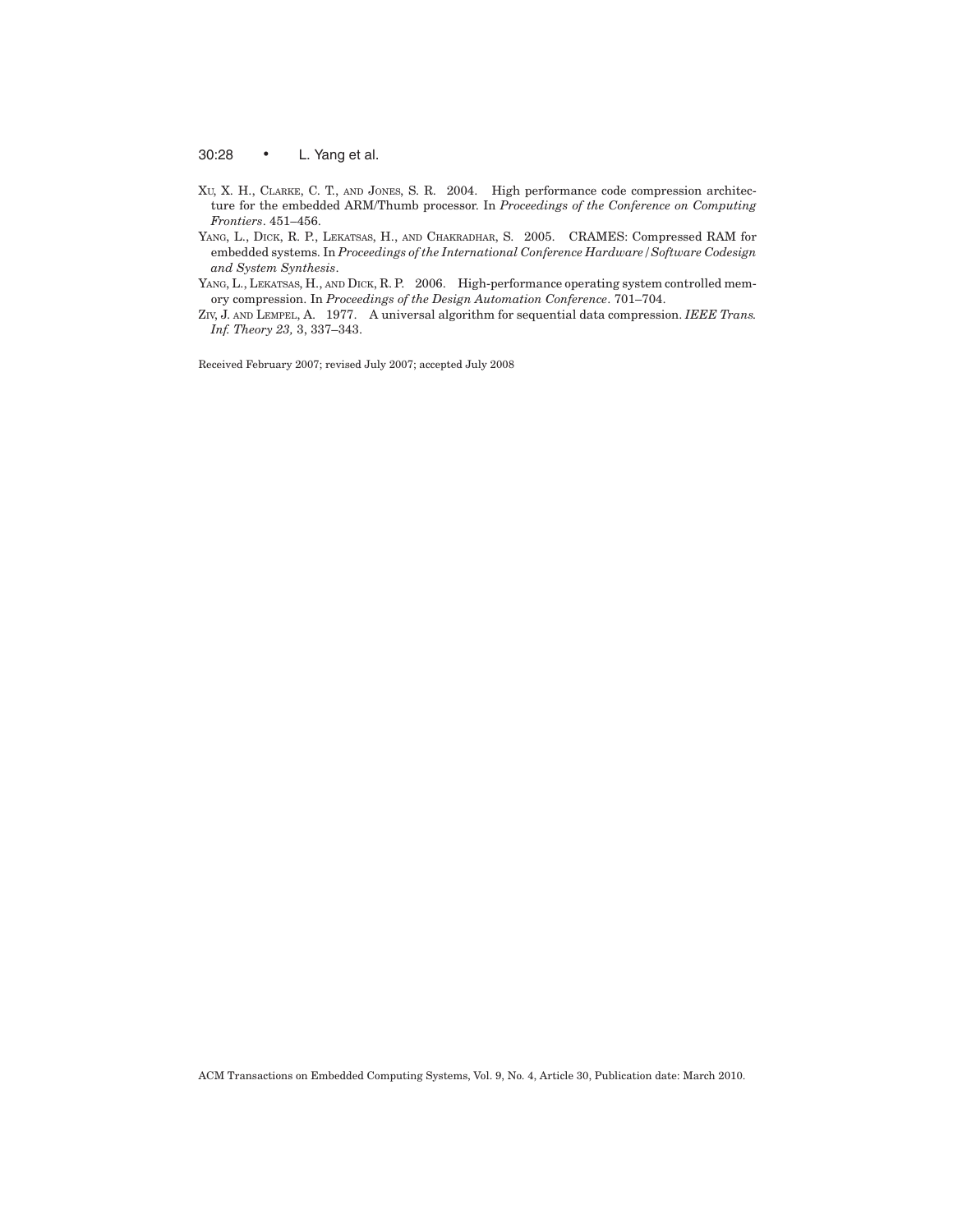XU, X. H., CLARKE, C. T., AND JONES, S. R. 2004. High performance code compression architecture for the embedded ARM/Thumb processor. In *Proceedings of the Conference on Computing Frontiers*. 451–456.

YANG, L., DICK, R. P., LEKATSAS, H., AND CHAKRADHAR, S. 2005. CRAMES: Compressed RAM for embedded systems. In *Proceedings of the International Conference Hardware/Software Codesign and System Synthesis*.

YANG, L., LEKATSAS, H., AND DICK, R. P. 2006. High-performance operating system controlled memory compression. In *Proceedings of the Design Automation Conference*. 701–704.

ZIV, J. AND LEMPEL, A. 1977. A universal algorithm for sequential data compression. *IEEE Trans. Inf. Theory 23,* 3, 337–343.

Received February 2007; revised July 2007; accepted July 2008